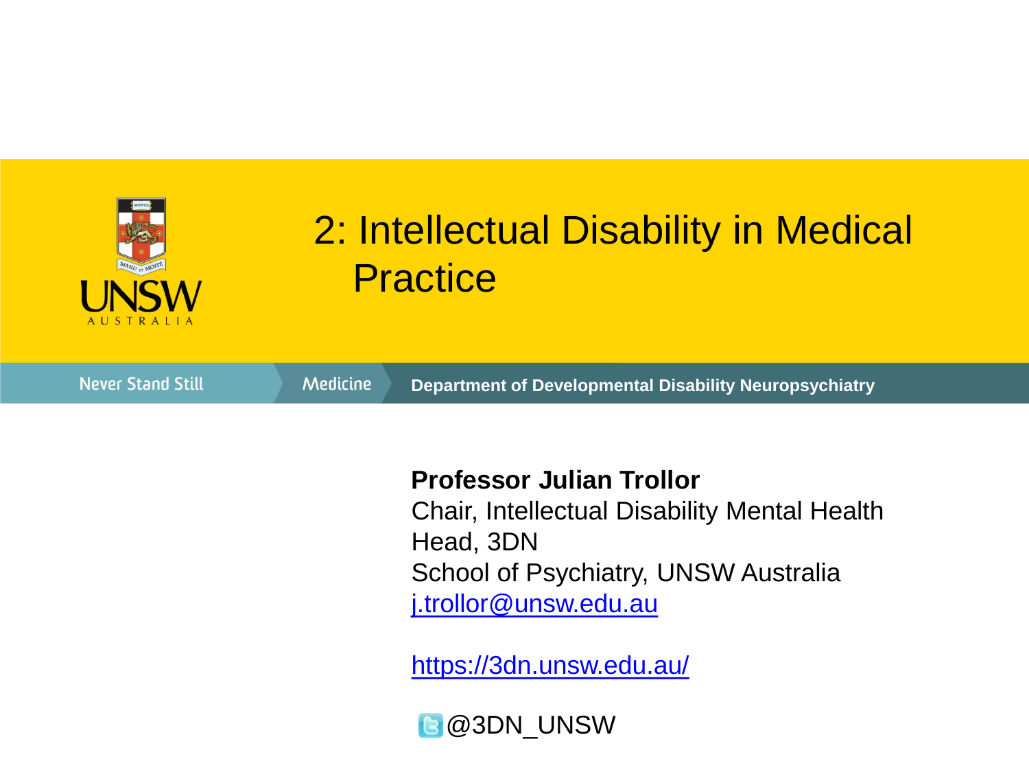# 2: Intellectual Disability in Medical Practice

UNSW AUSTRALIA

Never Stand Still | Medicine | Department of Developmental Disability Neuropsychiatry

**Professor Julian Trollor**
Chair, Intellectual Disability Mental Health
Head, 3DN
School of Psychiatry, UNSW Australia
j.trollor@unsw.edu.au

https://3dn.unsw.edu.au/

@3DN_UNSW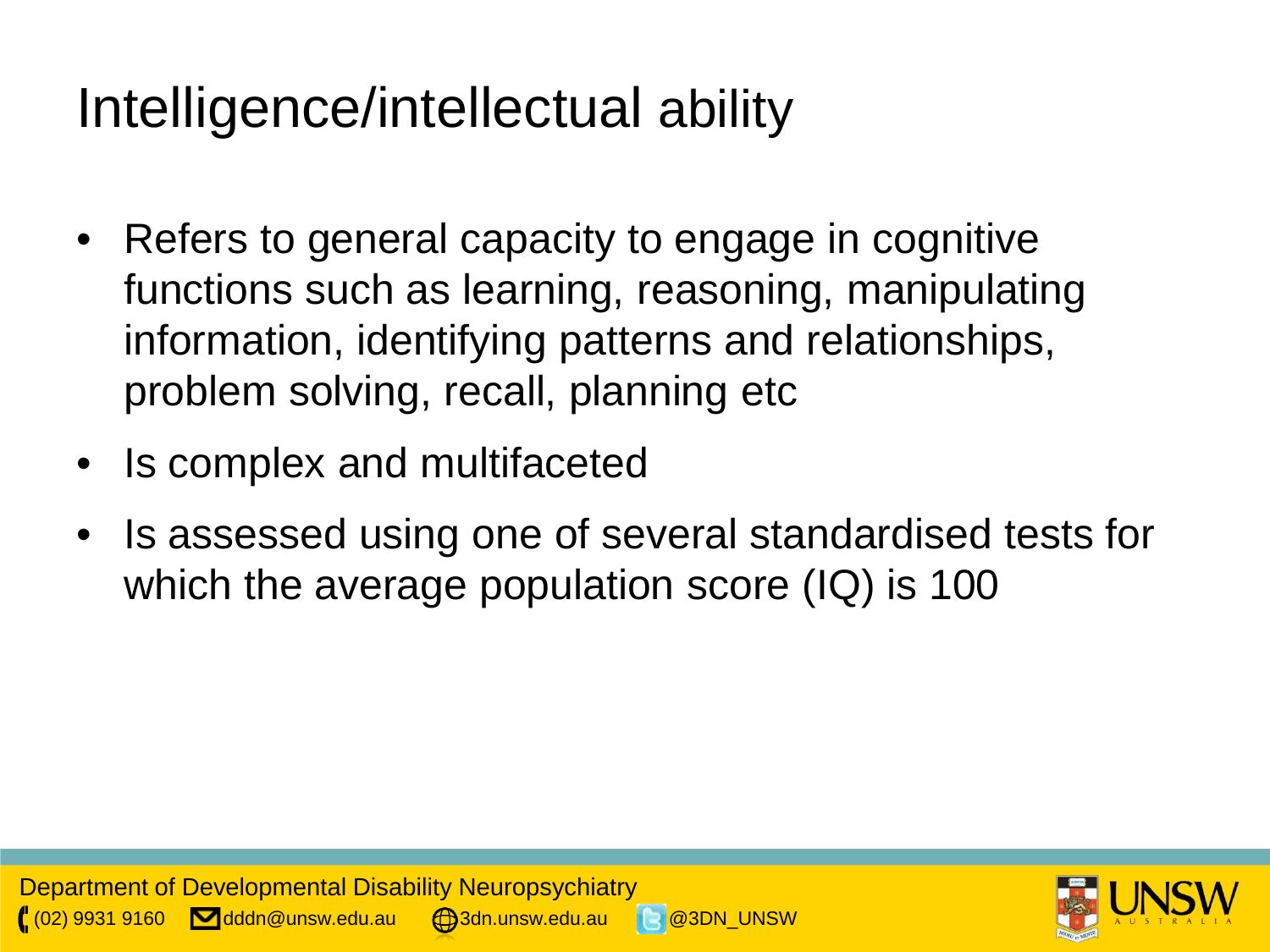# Intelligence/intellectual ability

- Refers to general capacity to engage in cognitive functions such as learning, reasoning, manipulating information, identifying patterns and relationships, problem solving, recall, planning etc
- Is complex and multifaceted
- Is assessed using one of several standardised tests for which the average population score (IQ) is 100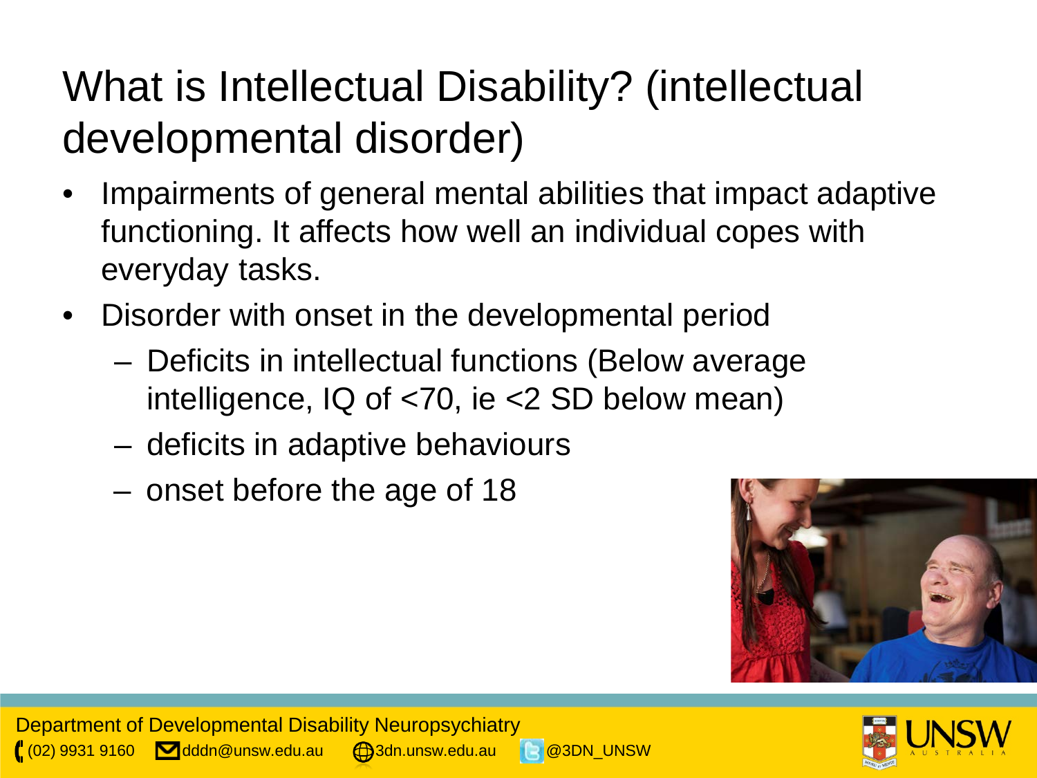# What is Intellectual Disability? (intellectual developmental disorder)

- Impairments of general mental abilities that impact adaptive functioning. It affects how well an individual copes with everyday tasks.
- Disorder with onset in the developmental period
  - Deficits in intellectual functions (Below average intelligence, IQ of <70, ie <2 SD below mean)
  - deficits in adaptive behaviours
  - onset before the age of 18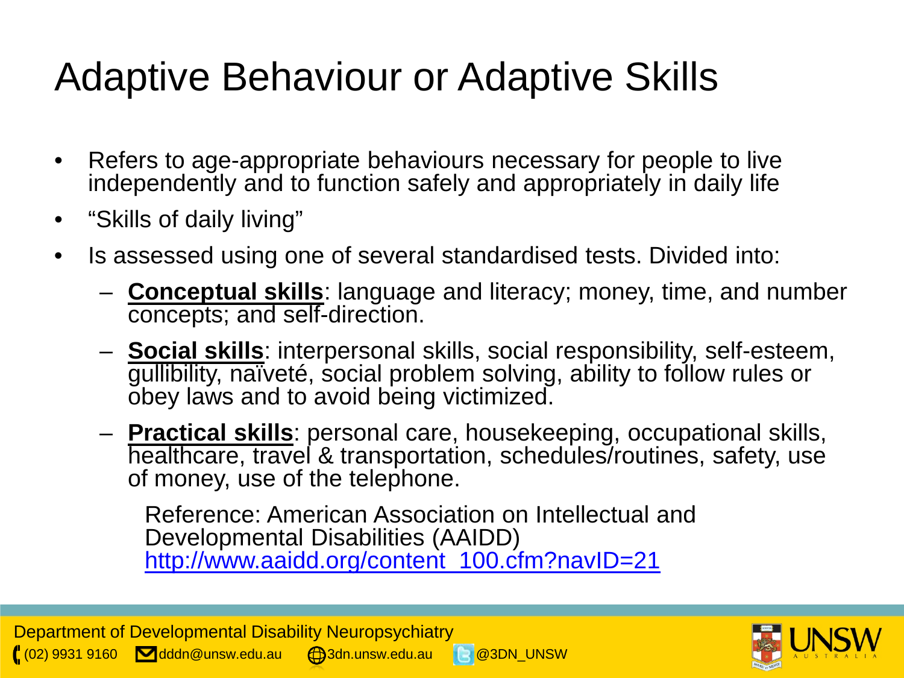# Adaptive Behaviour or Adaptive Skills

- Refers to age-appropriate behaviours necessary for people to live independently and to function safely and appropriately in daily life
- "Skills of daily living"
- Is assessed using one of several standardised tests. Divided into:
  - **Conceptual skills**: language and literacy; money, time, and number concepts; and self-direction.
  - **Social skills**: interpersonal skills, social responsibility, self-esteem, gullibility, naïveté, social problem solving, ability to follow rules or obey laws and to avoid being victimized.
  - **Practical skills**: personal care, housekeeping, occupational skills, healthcare, travel & transportation, schedules/routines, safety, use of money, use of the telephone.

Reference: American Association on Intellectual and Developmental Disabilities (AAIDD) http://www.aaidd.org/content_100.cfm?navID=21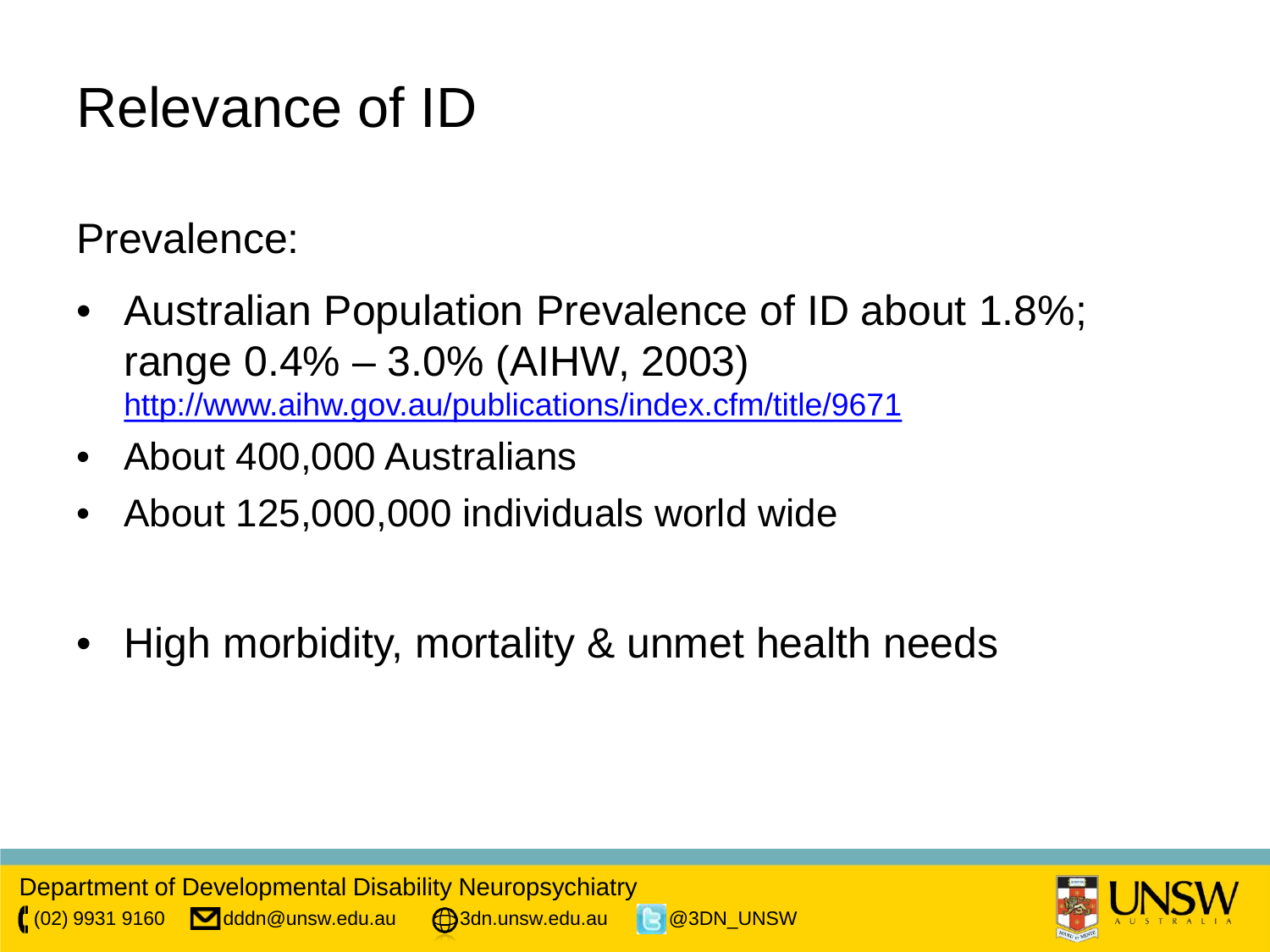# Relevance of ID

Prevalence:

- Australian Population Prevalence of ID about 1.8%; range 0.4% – 3.0% (AIHW, 2003) http://www.aihw.gov.au/publications/index.cfm/title/9671
- About 400,000 Australians
- About 125,000,000 individuals world wide

- High morbidity, mortality & unmet health needs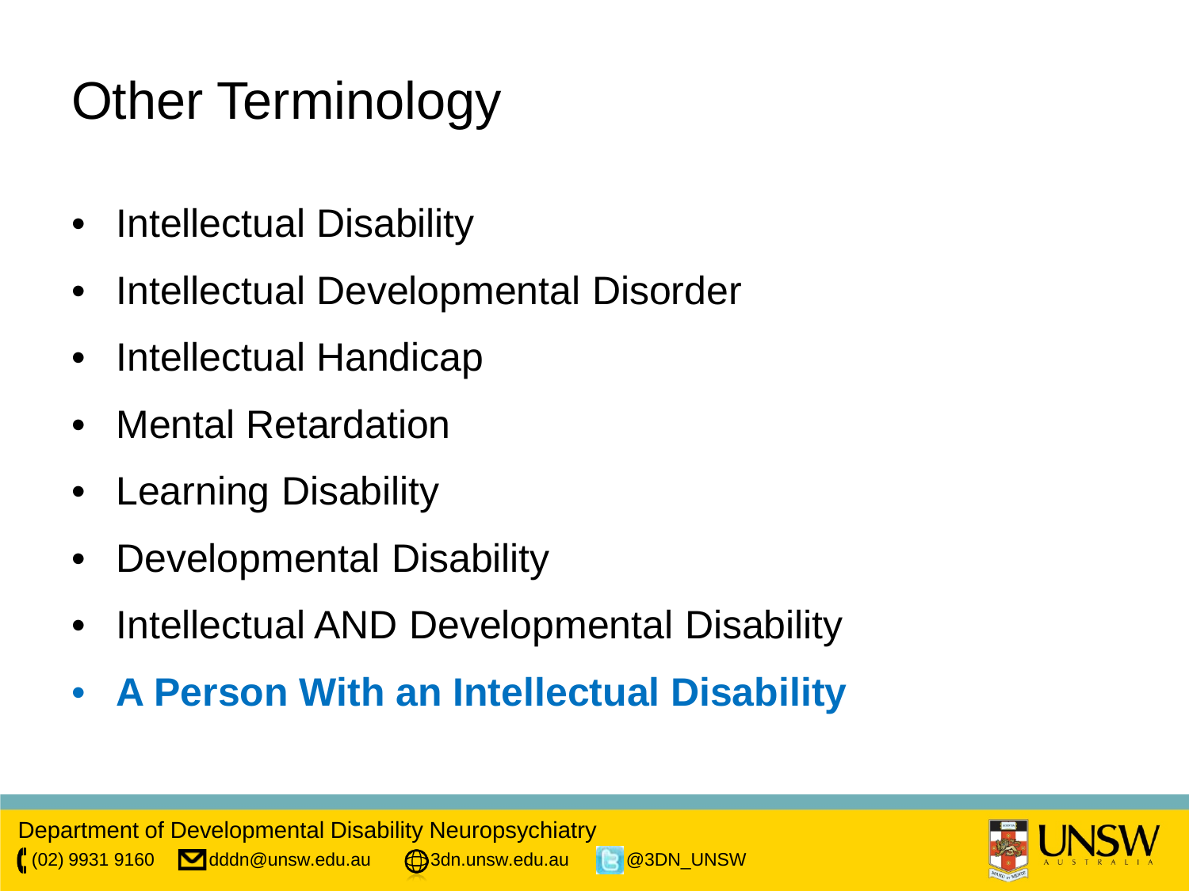# Other Terminology

- Intellectual Disability
- Intellectual Developmental Disorder
- Intellectual Handicap
- Mental Retardation
- Learning Disability
- Developmental Disability
- Intellectual AND Developmental Disability
- **A Person With an Intellectual Disability**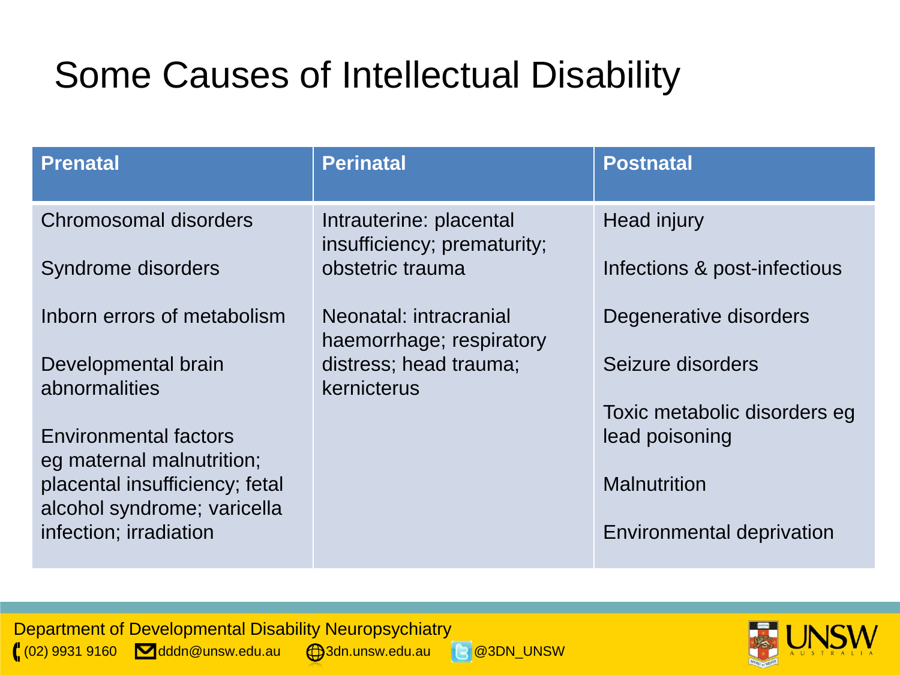# Some Causes of Intellectual Disability

| Prenatal | Perinatal | Postnatal |
| --- | --- | --- |
| Chromosomal disorders<br><br>Syndrome disorders<br><br>Inborn errors of metabolism<br><br>Developmental brain abnormalities<br><br>Environmental factors eg maternal malnutrition; placental insufficiency; fetal alcohol syndrome; varicella infection; irradiation | Intrauterine: placental insufficiency; prematurity; obstetric trauma<br><br>Neonatal: intracranial haemorrhage; respiratory distress; head trauma; kernicterus | Head injury<br><br>Infections & post-infectious<br><br>Degenerative disorders<br><br>Seizure disorders<br><br>Toxic metabolic disorders eg lead poisoning<br><br>Malnutrition<br><br>Environmental deprivation |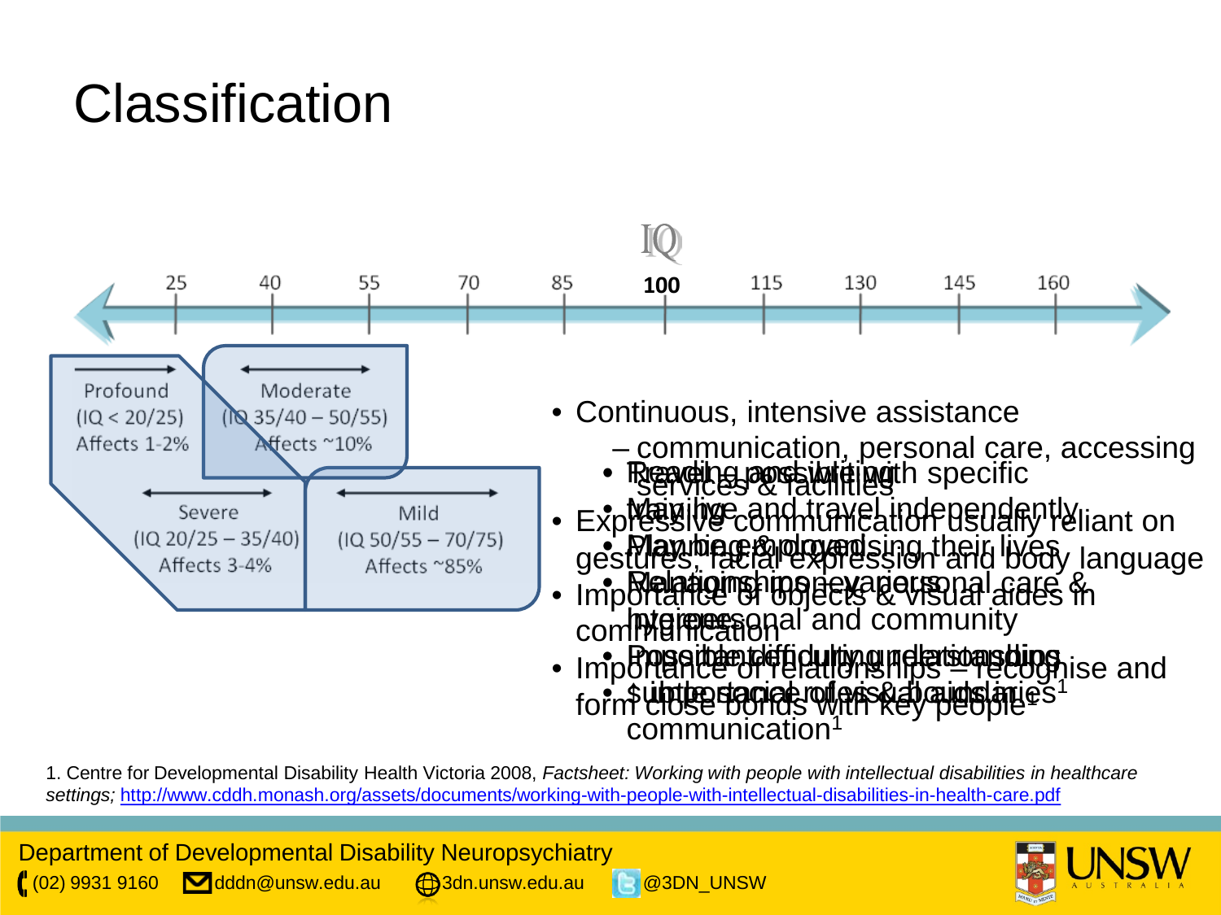# Classification

IQ

25 | 40 | 55 | 70 | 85 | **100** | 115 | 130 | 145 | 160

- Profound (IQ < 20/25) Affects 1-2%
- Moderate (IQ 35/40 – 50/55) Affects ~10%
- Severe (IQ 20/25 – 35/40) Affects 3-4%
- Mild (IQ 50/55 – 70/75) Affects ~85%

- Continuous, intensive assistance
  - – communication, personal care, accessing services & facilities
- Expressive communication usually reliant on gestures, facial expression and body language
- Importance of objects & visual aides in communication
- Importance of relationships – recognise and form close bonds with key people[1]

1. Centre for Developmental Disability Health Victoria 2008, *Factsheet: Working with people with intellectual disabilities in healthcare settings;* http://www.cddh.monash.org/assets/documents/working-with-people-with-intellectual-disabilities-in-health-care.pdf

Department of Developmental Disability Neuropsychiatry
(02) 9931 9160 dddn@unsw.edu.au 3dn.unsw.edu.au @3DN_UNSW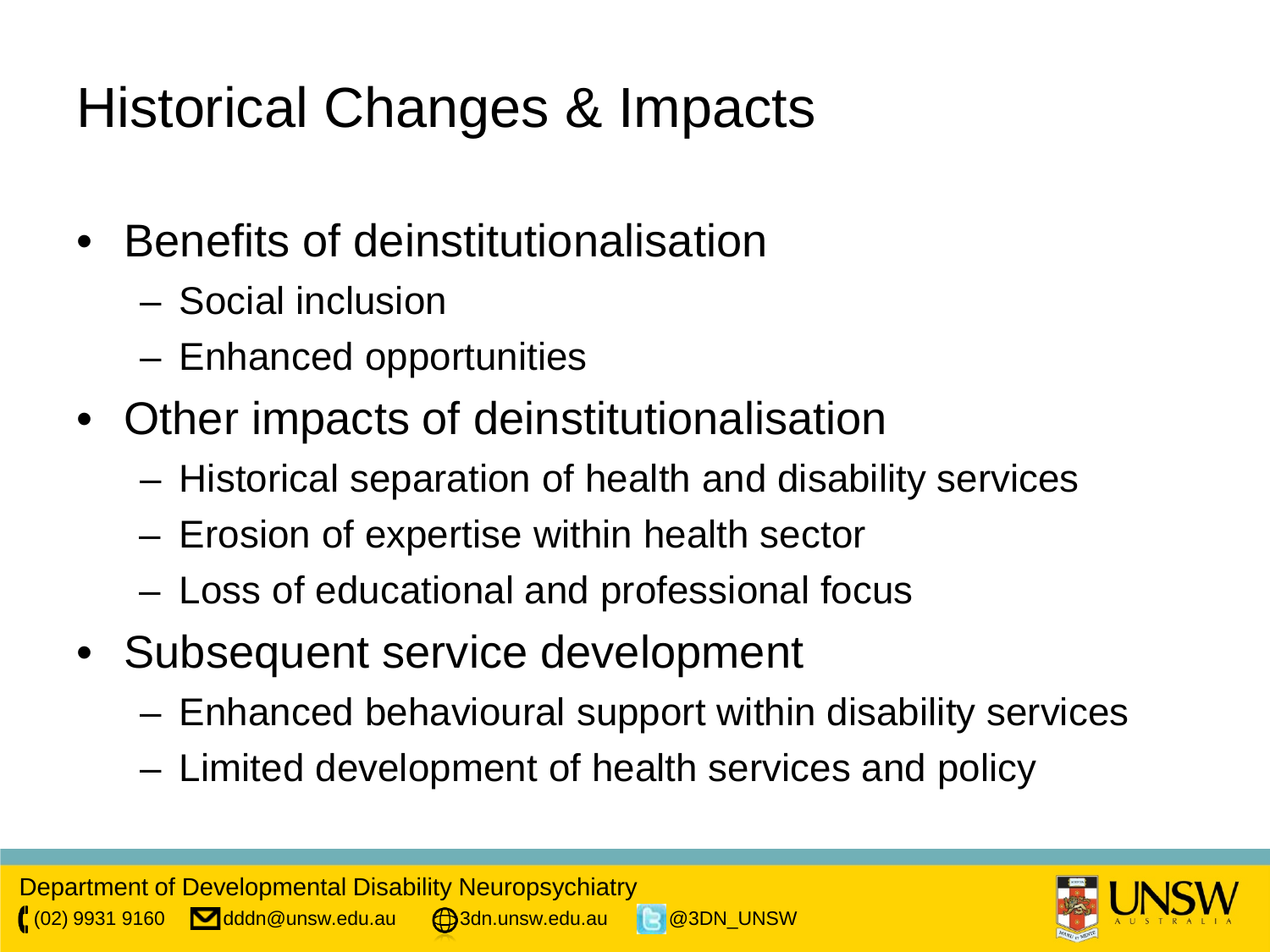# Historical Changes & Impacts

- Benefits of deinstitutionalisation
  - Social inclusion
  - Enhanced opportunities
- Other impacts of deinstitutionalisation
  - Historical separation of health and disability services
  - Erosion of expertise within health sector
  - Loss of educational and professional focus
- Subsequent service development
  - Enhanced behavioural support within disability services
  - Limited development of health services and policy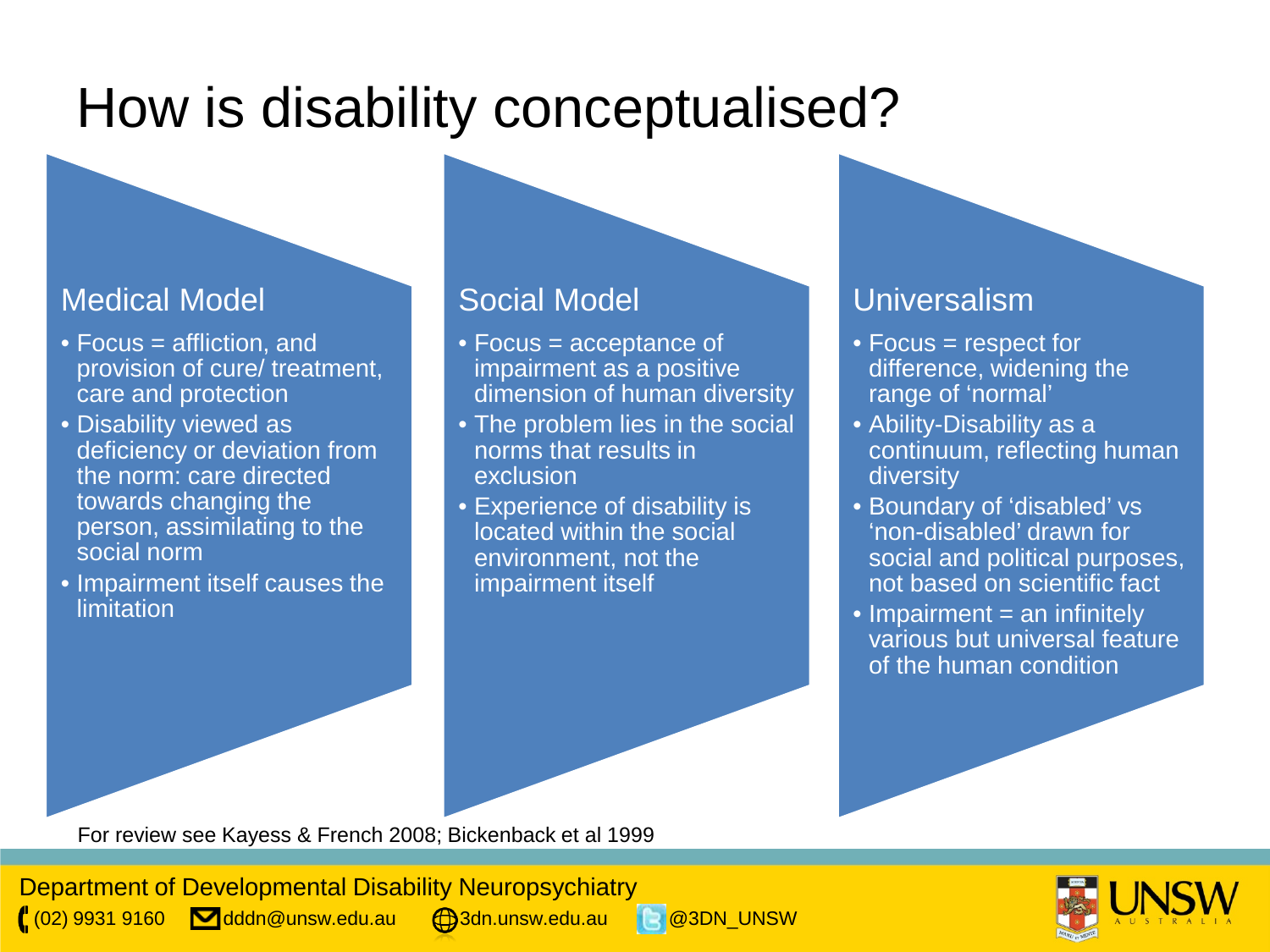# How is disability conceptualised?

## Medical Model

- Focus = affliction, and provision of cure/ treatment, care and protection
- Disability viewed as deficiency or deviation from the norm: care directed towards changing the person, assimilating to the social norm
- Impairment itself causes the limitation

## Social Model

- Focus = acceptance of impairment as a positive dimension of human diversity
- The problem lies in the social norms that results in exclusion
- Experience of disability is located within the social environment, not the impairment itself

## Universalism

- Focus = respect for difference, widening the range of 'normal'
- Ability-Disability as a continuum, reflecting human diversity
- Boundary of 'disabled' vs 'non-disabled' drawn for social and political purposes, not based on scientific fact
- Impairment = an infinitely various but universal feature of the human condition

For review see Kayess & French 2008; Bickenback et al 1999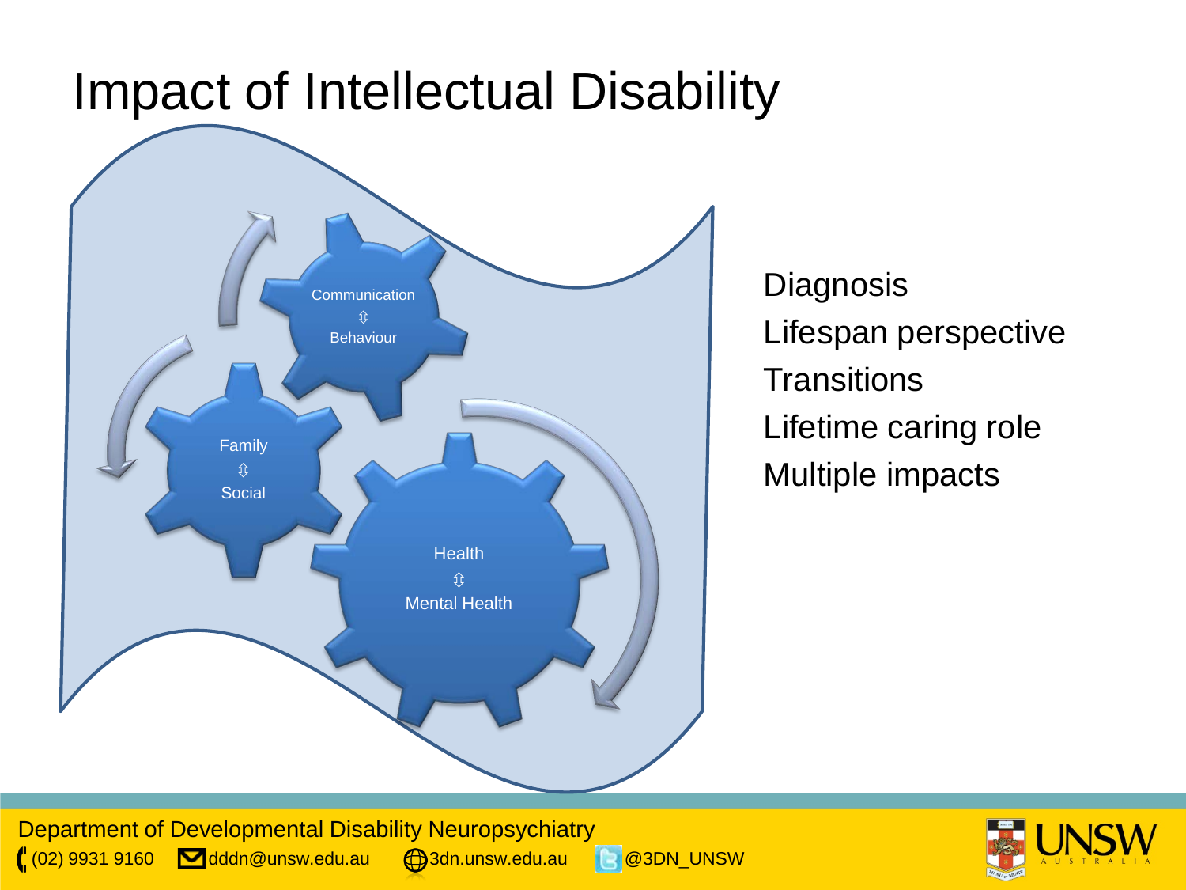# Impact of Intellectual Disability

Communication
⇳
Behaviour

Family
⇳
Social

Health
⇳
Mental Health

- Diagnosis
- Lifespan perspective
- Transitions
- Lifetime caring role
- Multiple impacts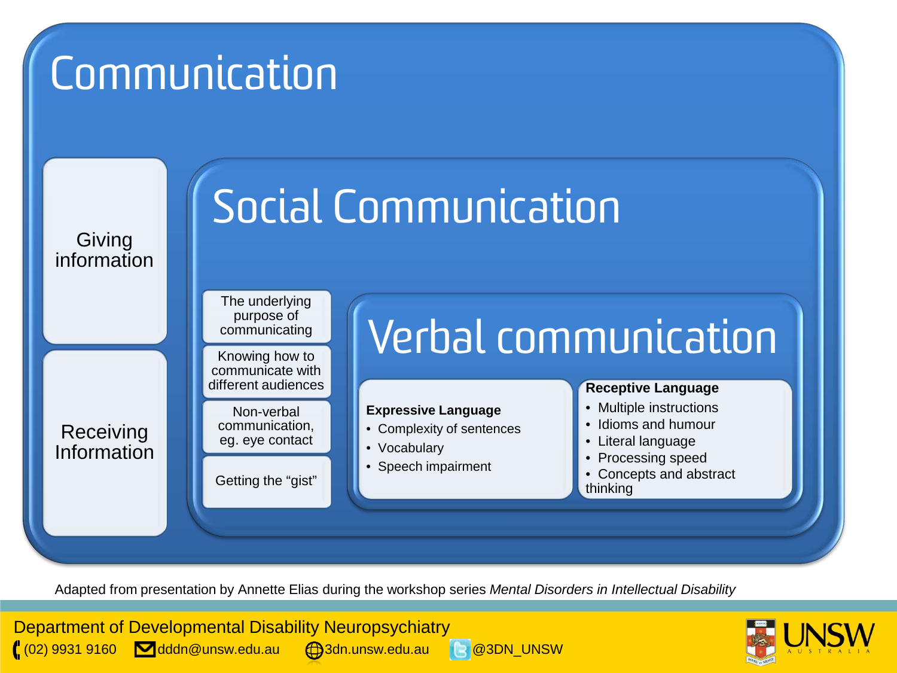# Communication

- Giving information
- Receiving Information

## Social Communication

- The underlying purpose of communicating
- Knowing how to communicate with different audiences
- Non-verbal communication, eg. eye contact
- Getting the "gist"

### Verbal communication

**Expressive Language**

- Complexity of sentences
- Vocabulary
- Speech impairment

**Receptive Language**

- Multiple instructions
- Idioms and humour
- Literal language
- Processing speed
- Concepts and abstract thinking

Adapted from presentation by Annette Elias during the workshop series *Mental Disorders in Intellectual Disability*

Department of Developmental Disability Neuropsychiatry

(02) 9931 9160 dddn@unsw.edu.au 3dn.unsw.edu.au @3DN_UNSW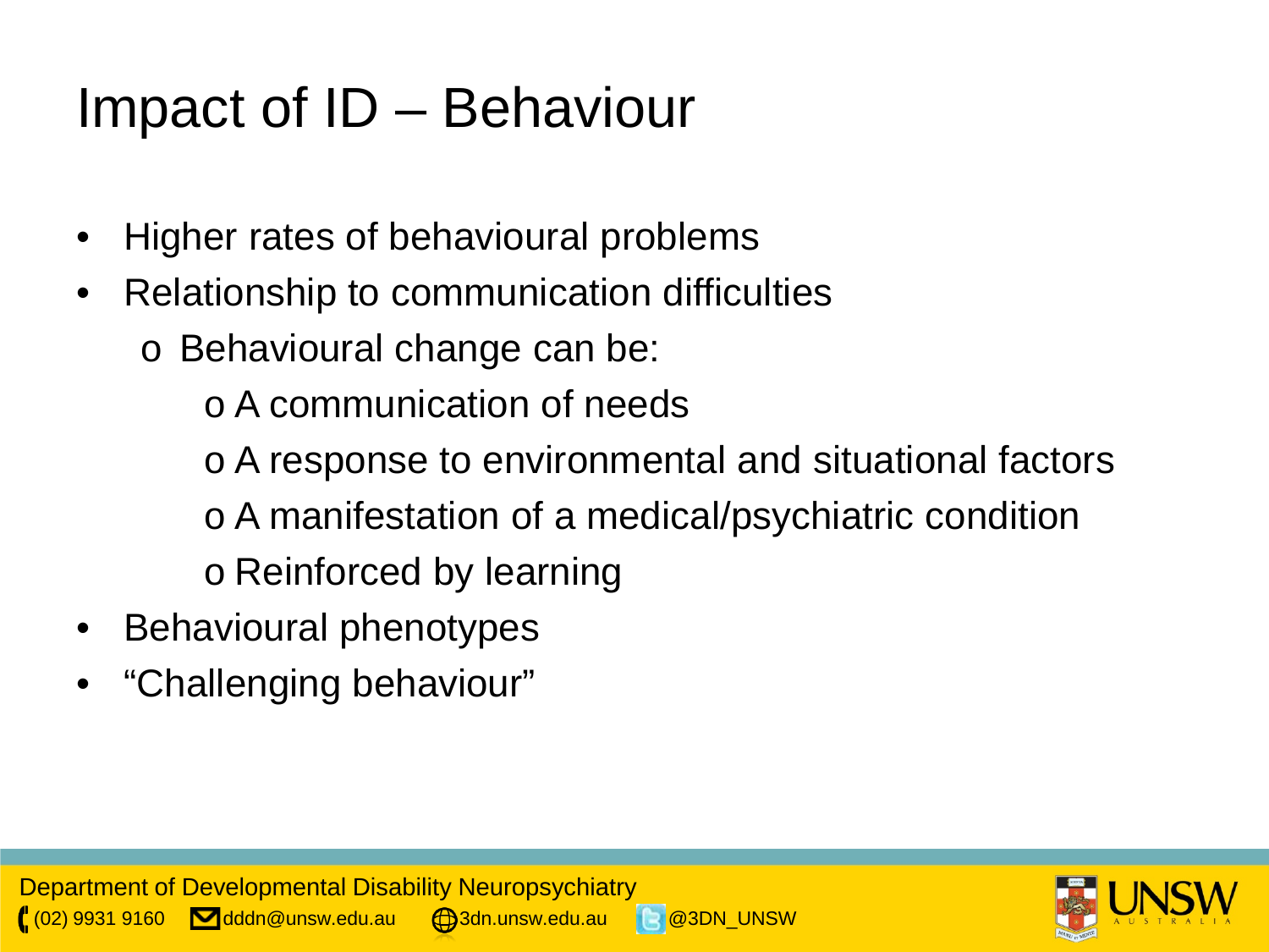# Impact of ID – Behaviour

- Higher rates of behavioural problems
- Relationship to communication difficulties
  - Behavioural change can be:
    - A communication of needs
    - A response to environmental and situational factors
    - A manifestation of a medical/psychiatric condition
    - Reinforced by learning
- Behavioural phenotypes
- "Challenging behaviour"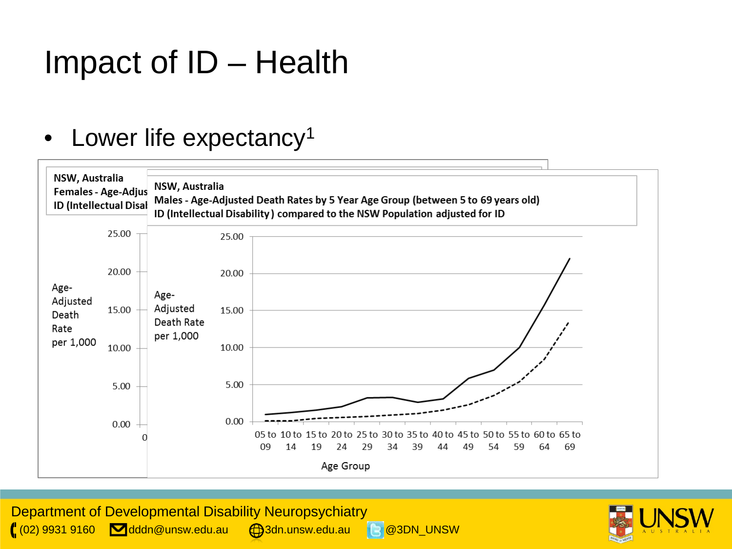# Impact of ID – Health

- Lower life expectancy[1]

NSW, Australia
Females - Age-Adjus
ID (Intellectual Disal

NSW, Australia
Males - Age-Adjusted Death Rates by 5 Year Age Group (between 5 to 69 years old)
ID (Intellectual Disability ) compared to the NSW Population adjusted for ID

Age-Adjusted Death Rate per 1,000

Age Group: 05 to 09, 10 to 14, 15 to 19, 20 to 24, 25 to 29, 30 to 34, 35 to 39, 40 to 44, 45 to 49, 50 to 54, 55 to 59, 60 to 64, 65 to 69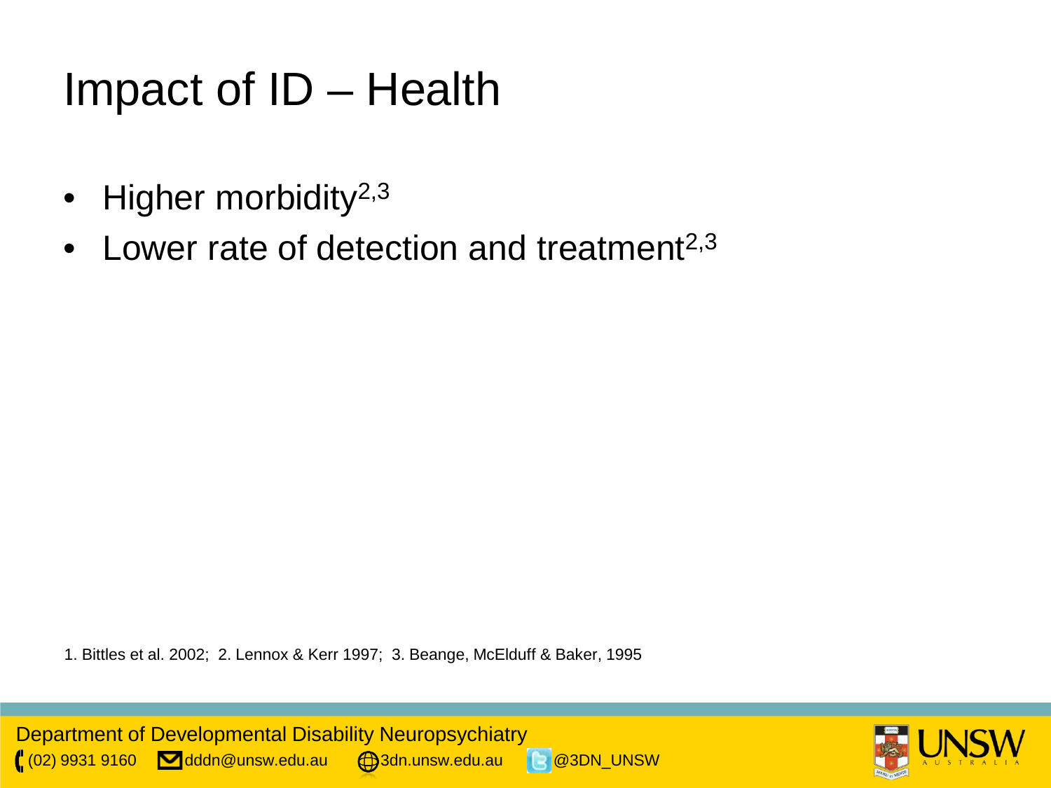# Impact of ID – Health

- Higher morbidity[2,3]
- Lower rate of detection and treatment[2,3]

1. Bittles et al. 2002; 2. Lennox & Kerr 1997; 3. Beange, McElduff & Baker, 1995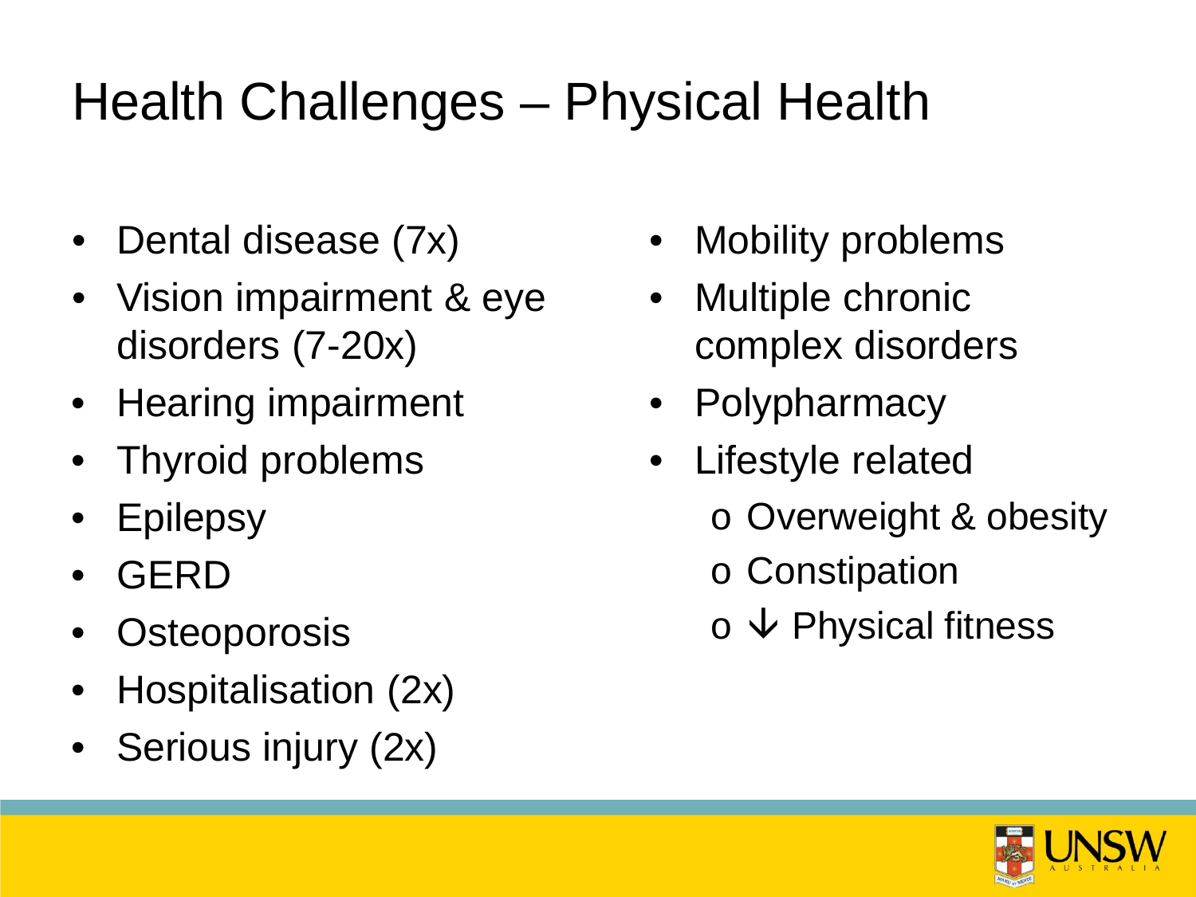# Health Challenges – Physical Health

- Dental disease (7x)
- Vision impairment & eye disorders (7-20x)
- Hearing impairment
- Thyroid problems
- Epilepsy
- GERD
- Osteoporosis
- Hospitalisation (2x)
- Serious injury (2x)
- Mobility problems
- Multiple chronic complex disorders
- Polypharmacy
- Lifestyle related
  - Overweight & obesity
  - Constipation
  - ↓ Physical fitness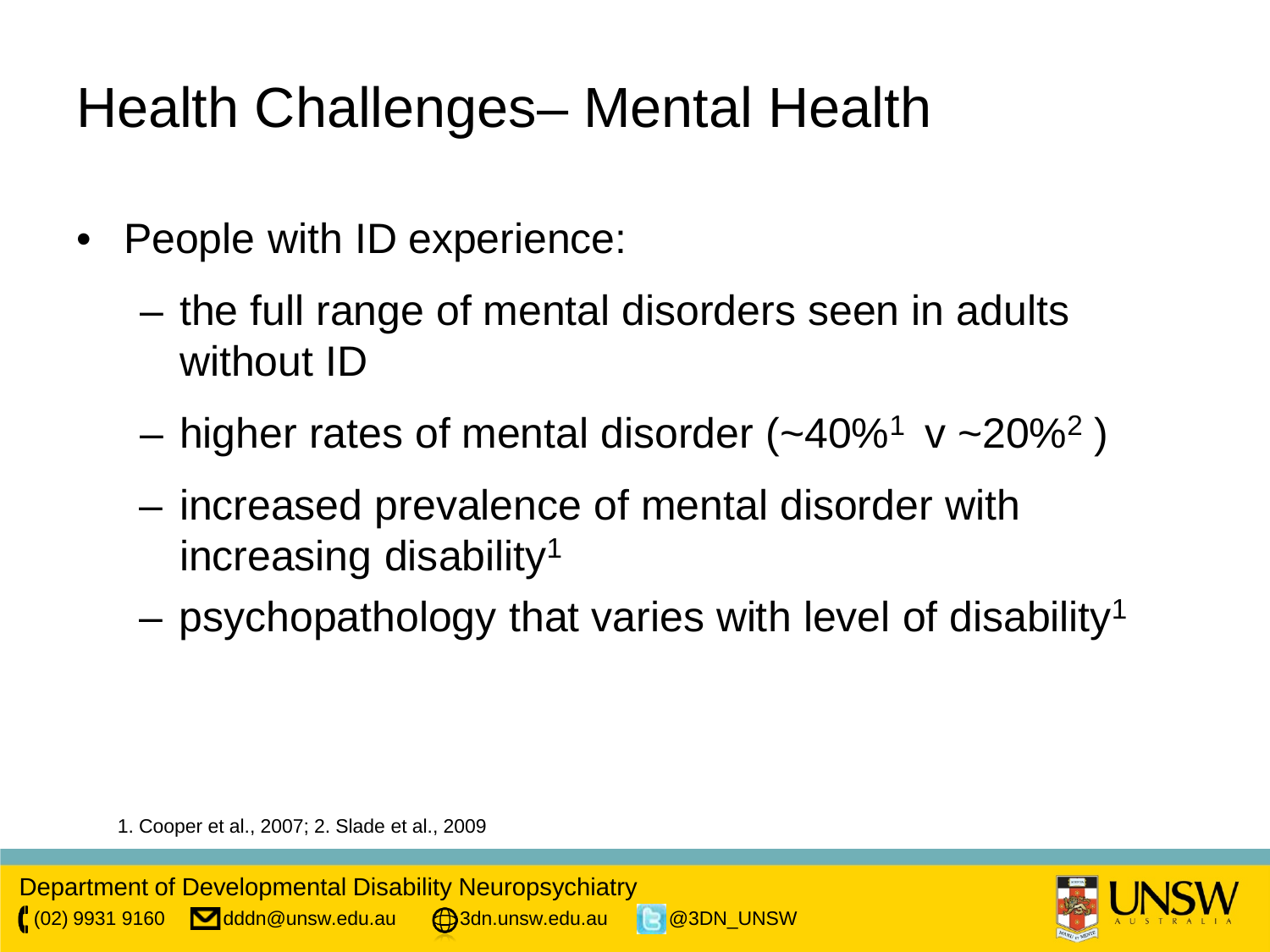# Health Challenges– Mental Health

- People with ID experience:
  - the full range of mental disorders seen in adults without ID
  - higher rates of mental disorder (~40%[1] v ~20%[2] )
  - increased prevalence of mental disorder with increasing disability[1]
  - psychopathology that varies with level of disability[1]

1. Cooper et al., 2007; 2. Slade et al., 2009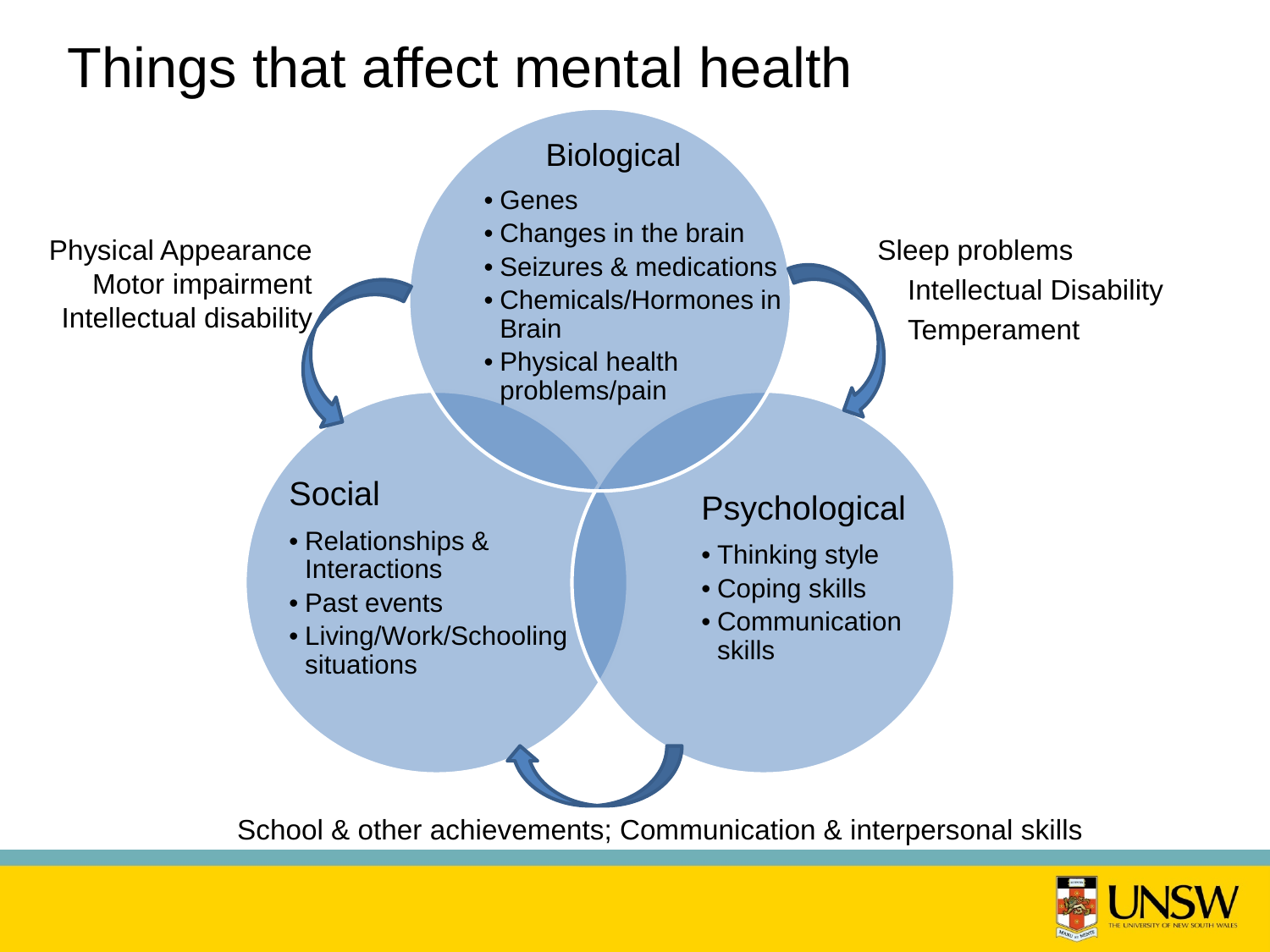# Things that affect mental health

## Biological

- Genes
- Changes in the brain
- Seizures & medications
- Chemicals/Hormones in Brain
- Physical health problems/pain

## Social

- Relationships & Interactions
- Past events
- Living/Work/Schooling situations

## Psychological

- Thinking style
- Coping skills
- Communication skills

Physical Appearance
Motor impairment
Intellectual disability

Sleep problems
Intellectual Disability
Temperament

School & other achievements; Communication & interpersonal skills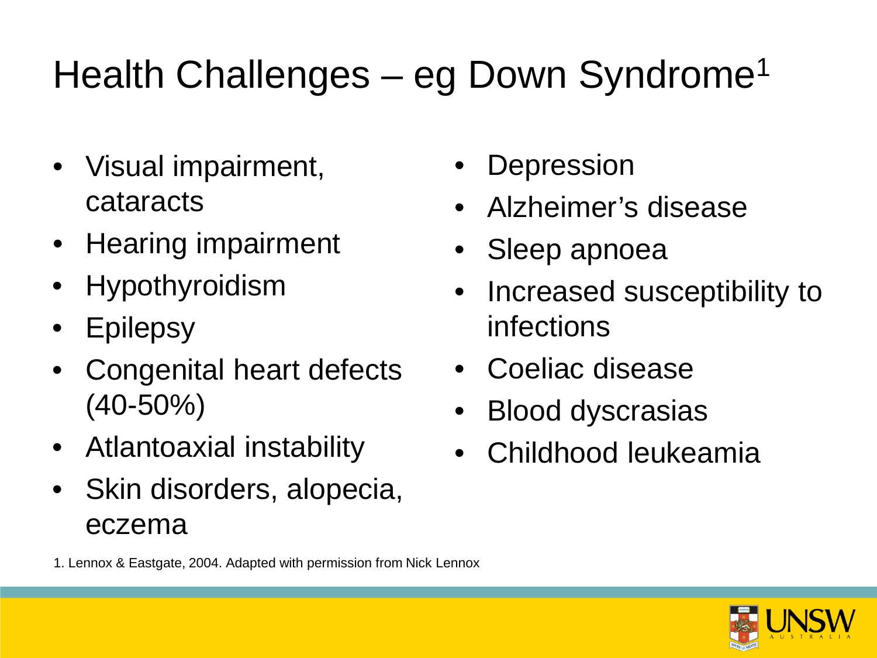# Health Challenges – eg Down Syndrome[1]

- Visual impairment, cataracts
- Hearing impairment
- Hypothyroidism
- Epilepsy
- Congenital heart defects (40-50%)
- Atlantoaxial instability
- Skin disorders, alopecia, eczema
- Depression
- Alzheimer's disease
- Sleep apnoea
- Increased susceptibility to infections
- Coeliac disease
- Blood dyscrasias
- Childhood leukeamia

1. Lennox & Eastgate, 2004. Adapted with permission from Nick Lennox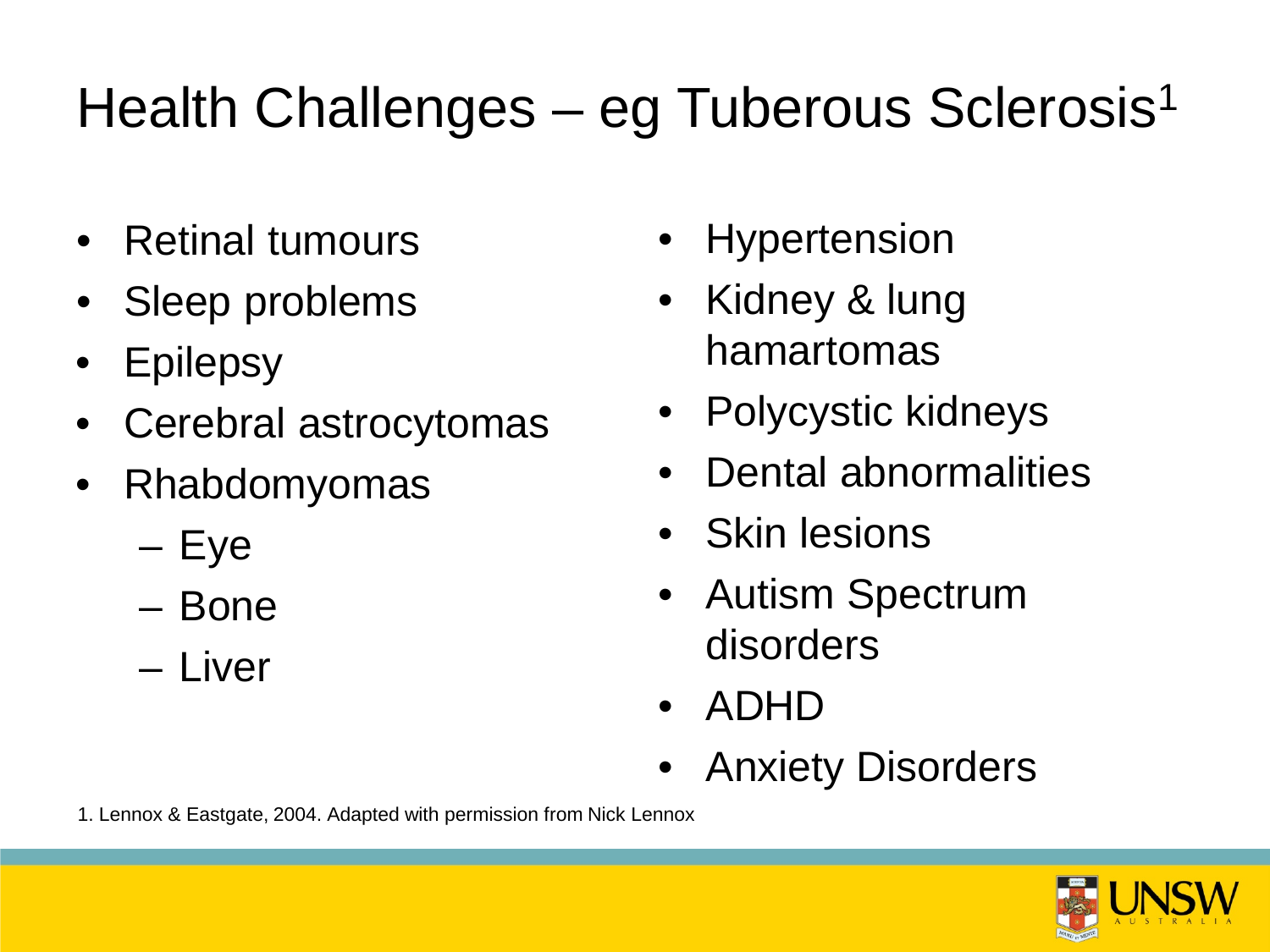# Health Challenges – eg Tuberous Sclerosis[1]

- Retinal tumours
- Sleep problems
- Epilepsy
- Cerebral astrocytomas
- Rhabdomyomas
  - Eye
  - Bone
  - Liver
- Hypertension
- Kidney & lung hamartomas
- Polycystic kidneys
- Dental abnormalities
- Skin lesions
- Autism Spectrum disorders
- ADHD
- Anxiety Disorders

1. Lennox & Eastgate, 2004. Adapted with permission from Nick Lennox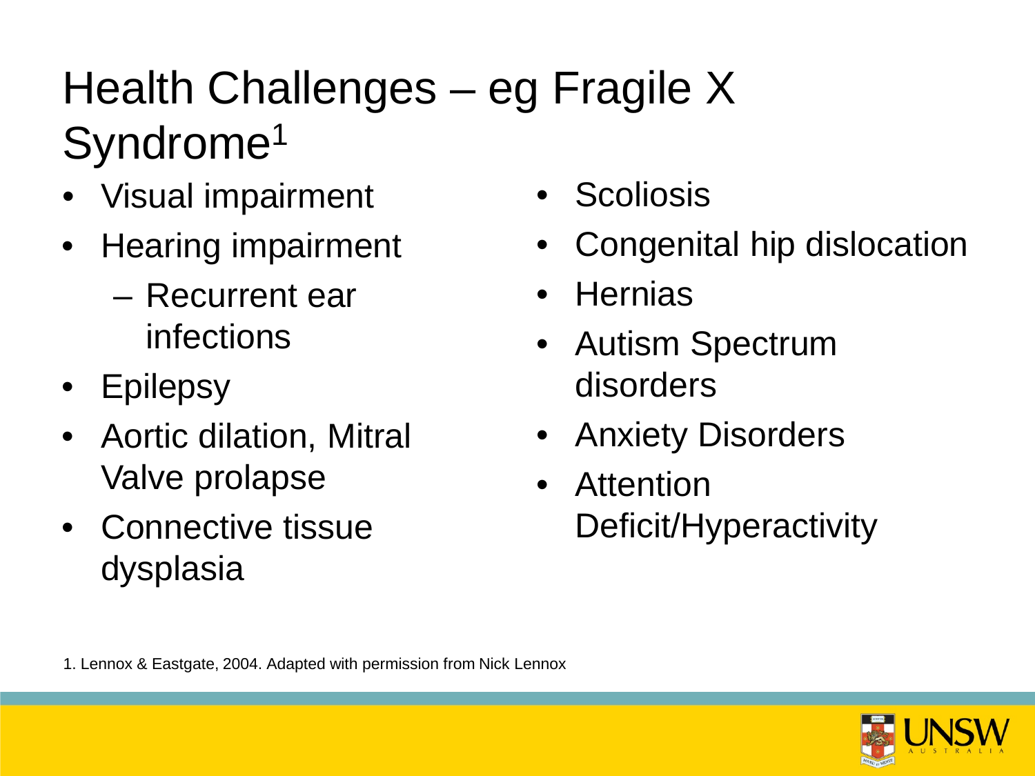# Health Challenges – eg Fragile X Syndrome[1]

- Visual impairment
- Hearing impairment
  - Recurrent ear infections
- Epilepsy
- Aortic dilation, Mitral Valve prolapse
- Connective tissue dysplasia
- Scoliosis
- Congenital hip dislocation
- Hernias
- Autism Spectrum disorders
- Anxiety Disorders
- Attention Deficit/Hyperactivity

1. Lennox & Eastgate, 2004. Adapted with permission from Nick Lennox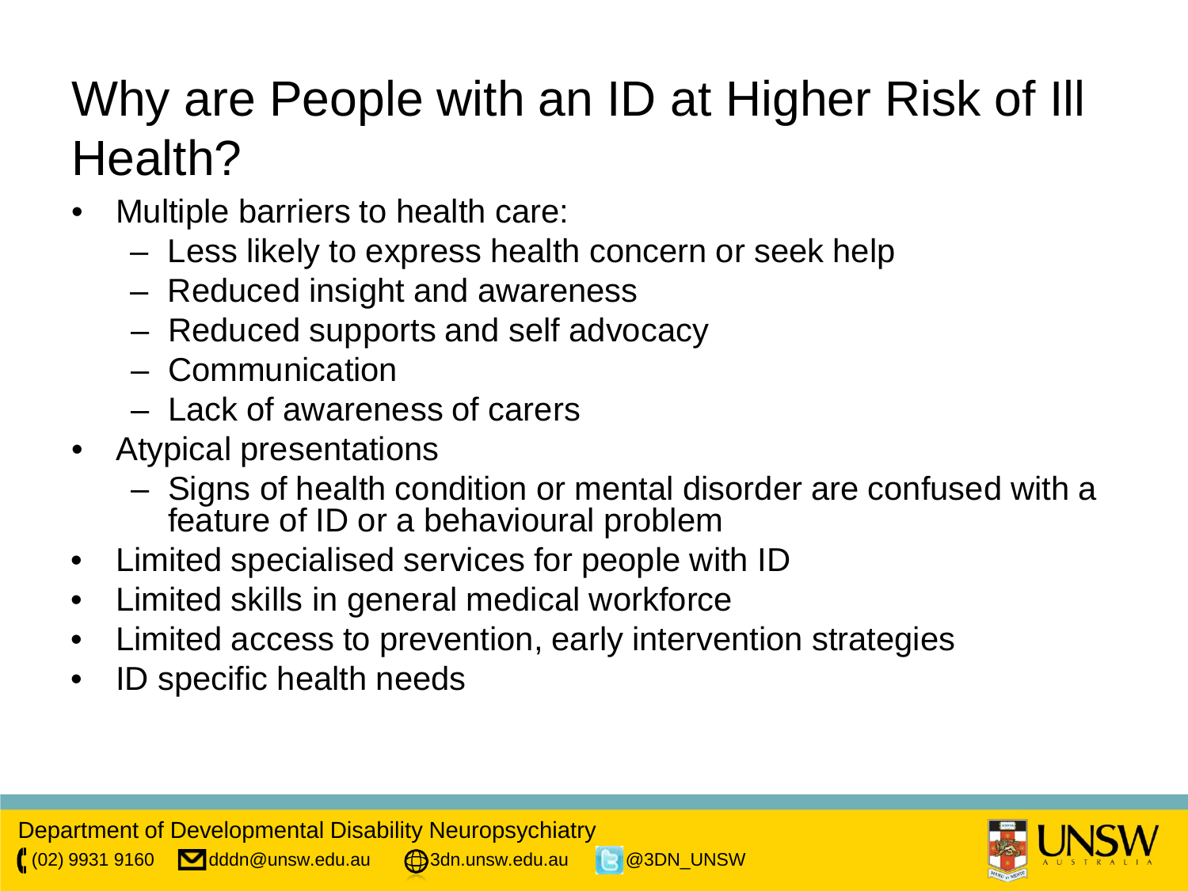# Why are People with an ID at Higher Risk of Ill Health?

- Multiple barriers to health care:
  - Less likely to express health concern or seek help
  - Reduced insight and awareness
  - Reduced supports and self advocacy
  - Communication
  - Lack of awareness of carers
- Atypical presentations
  - Signs of health condition or mental disorder are confused with a feature of ID or a behavioural problem
- Limited specialised services for people with ID
- Limited skills in general medical workforce
- Limited access to prevention, early intervention strategies
- ID specific health needs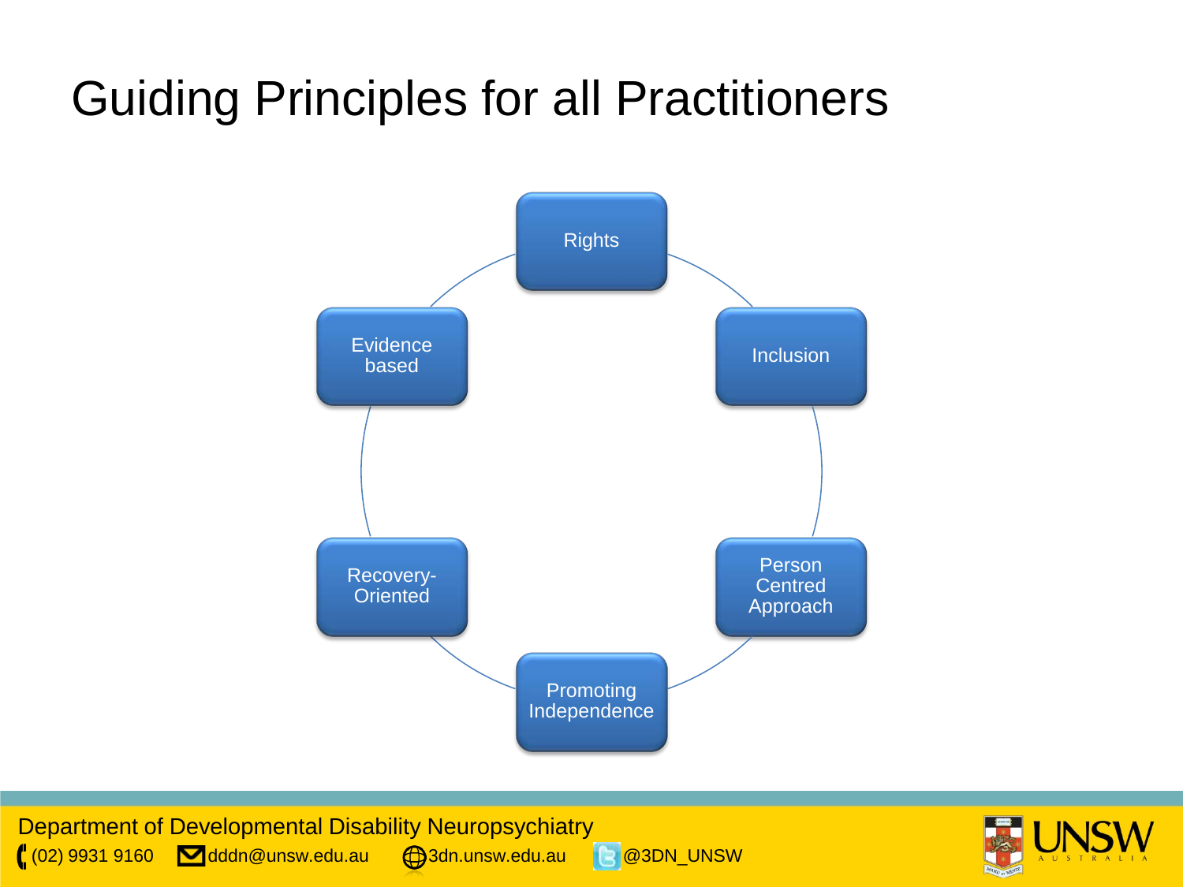# Guiding Principles for all Practitioners

- Rights
- Inclusion
- Person Centred Approach
- Promoting Independence
- Recovery-Oriented
- Evidence based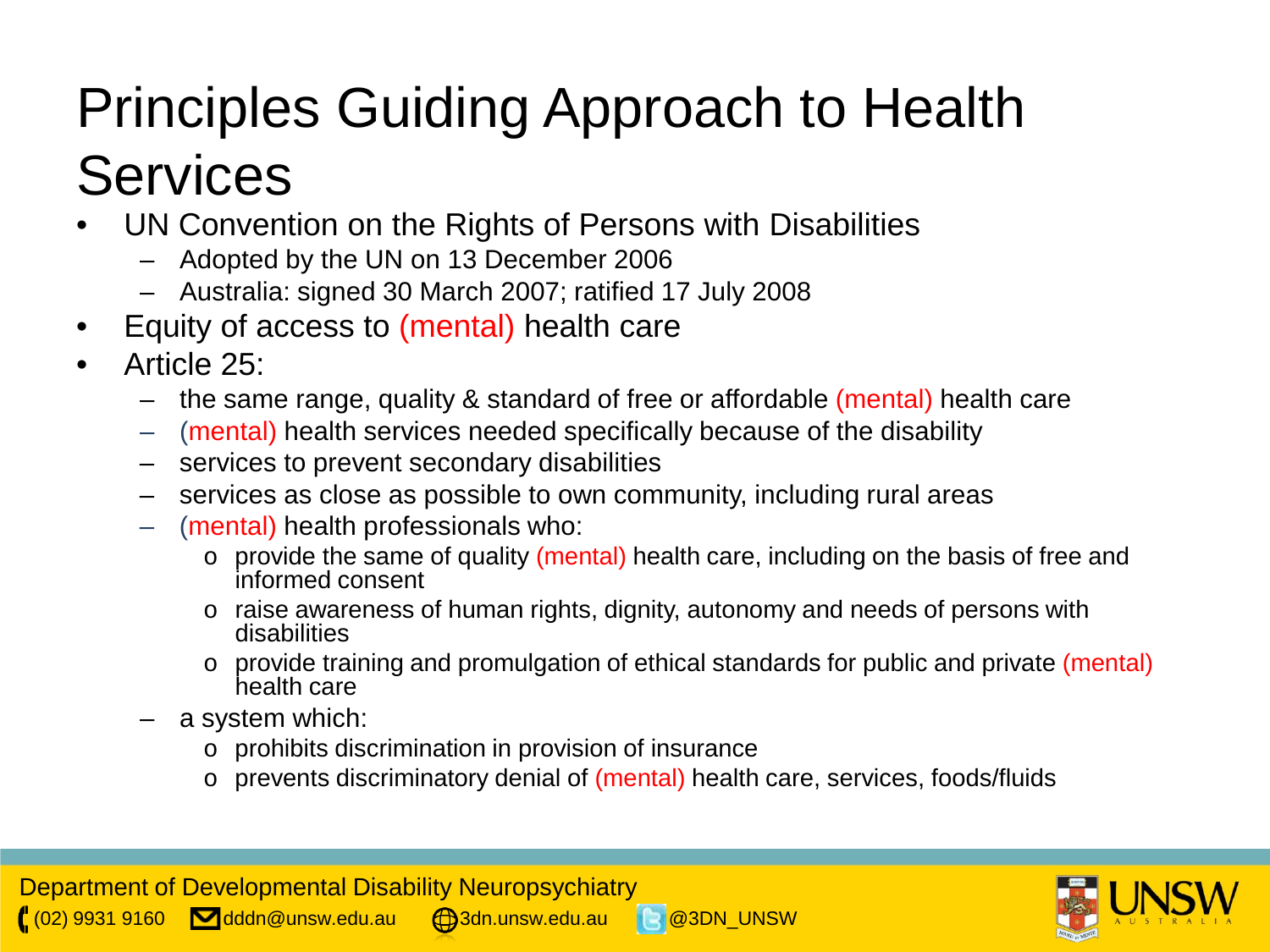# Principles Guiding Approach to Health Services

- UN Convention on the Rights of Persons with Disabilities
  - Adopted by the UN on 13 December 2006
  - Australia: signed 30 March 2007; ratified 17 July 2008
- Equity of access to (mental) health care
- Article 25:
  - the same range, quality & standard of free or affordable (mental) health care
  - (mental) health services needed specifically because of the disability
  - services to prevent secondary disabilities
  - services as close as possible to own community, including rural areas
  - (mental) health professionals who:
    - provide the same of quality (mental) health care, including on the basis of free and informed consent
    - raise awareness of human rights, dignity, autonomy and needs of persons with disabilities
    - provide training and promulgation of ethical standards for public and private (mental) health care
  - a system which:
    - prohibits discrimination in provision of insurance
    - prevents discriminatory denial of (mental) health care, services, foods/fluids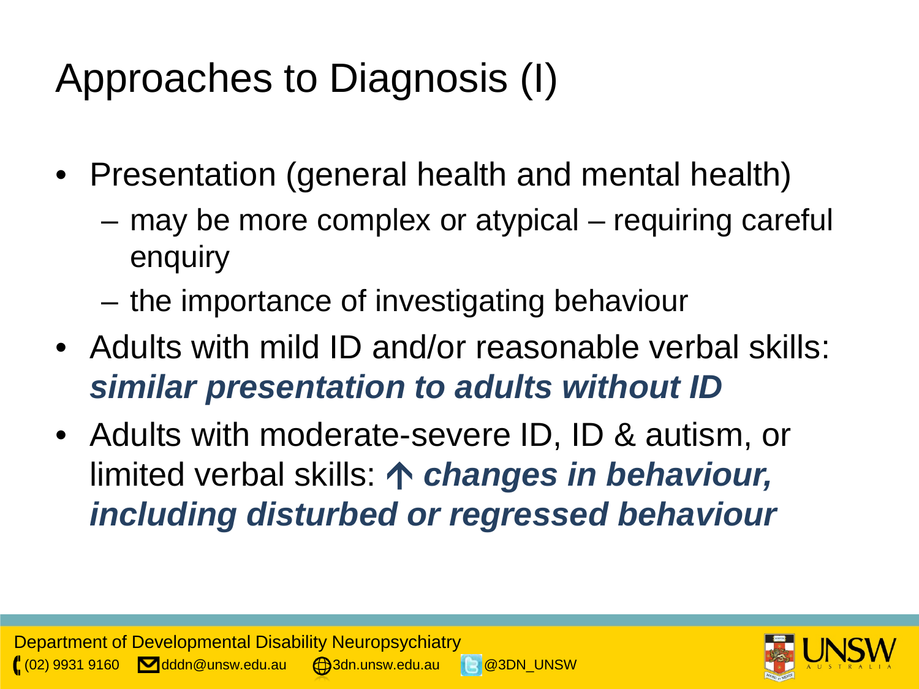# Approaches to Diagnosis (I)

- Presentation (general health and mental health)
  - may be more complex or atypical – requiring careful enquiry
  - the importance of investigating behaviour
- Adults with mild ID and/or reasonable verbal skills: ***similar presentation to adults without ID***
- Adults with moderate-severe ID, ID & autism, or limited verbal skills: ↑ ***changes in behaviour, including disturbed or regressed behaviour***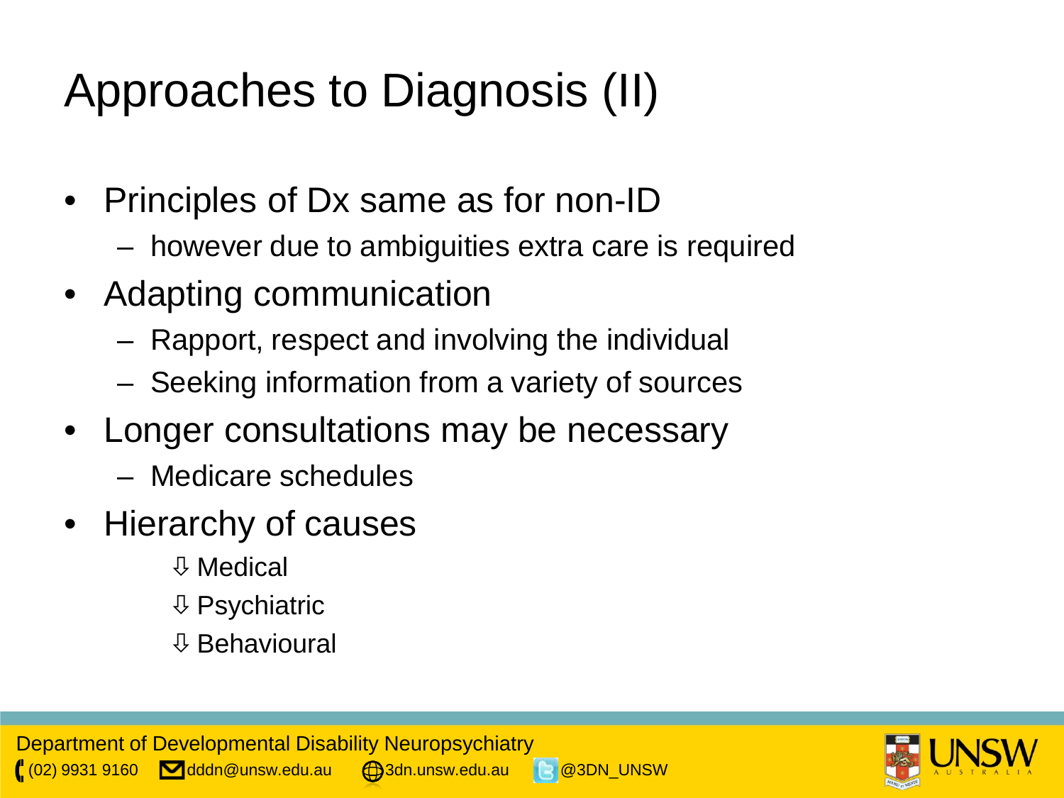# Approaches to Diagnosis (II)

- Principles of Dx same as for non-ID
  - however due to ambiguities extra care is required
- Adapting communication
  - Rapport, respect and involving the individual
  - Seeking information from a variety of sources
- Longer consultations may be necessary
  - Medicare schedules
- Hierarchy of causes
  - ⇩ Medical
  - ⇩ Psychiatric
  - ⇩ Behavioural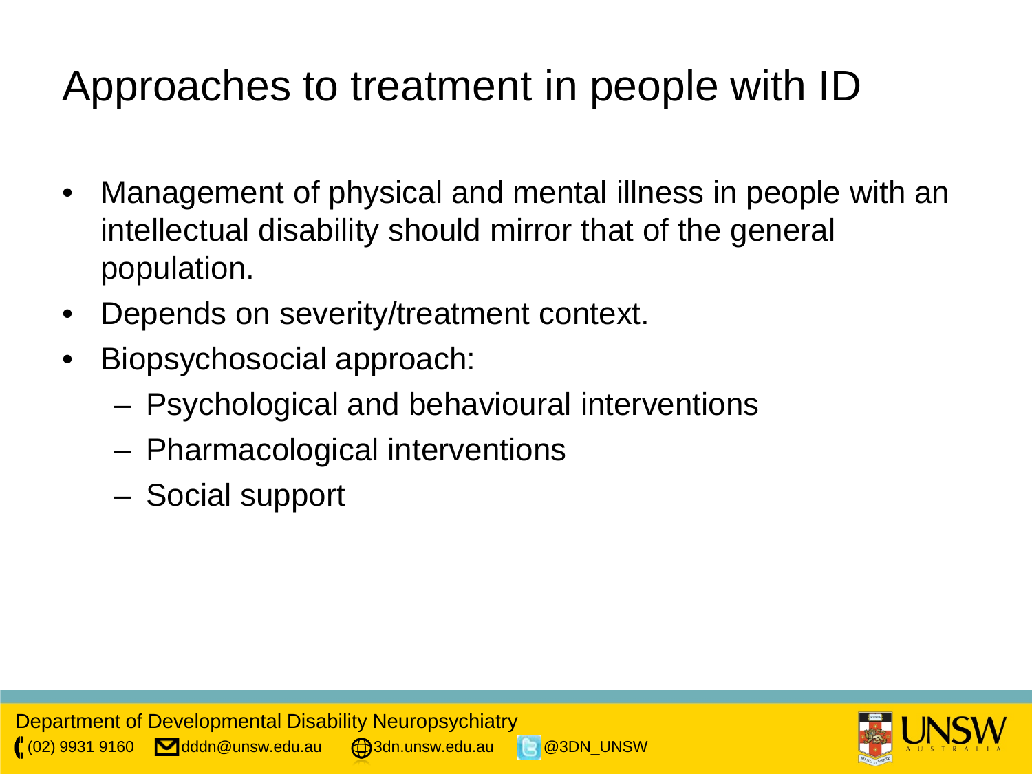# Approaches to treatment in people with ID

- Management of physical and mental illness in people with an intellectual disability should mirror that of the general population.
- Depends on severity/treatment context.
- Biopsychosocial approach:
  - Psychological and behavioural interventions
  - Pharmacological interventions
  - Social support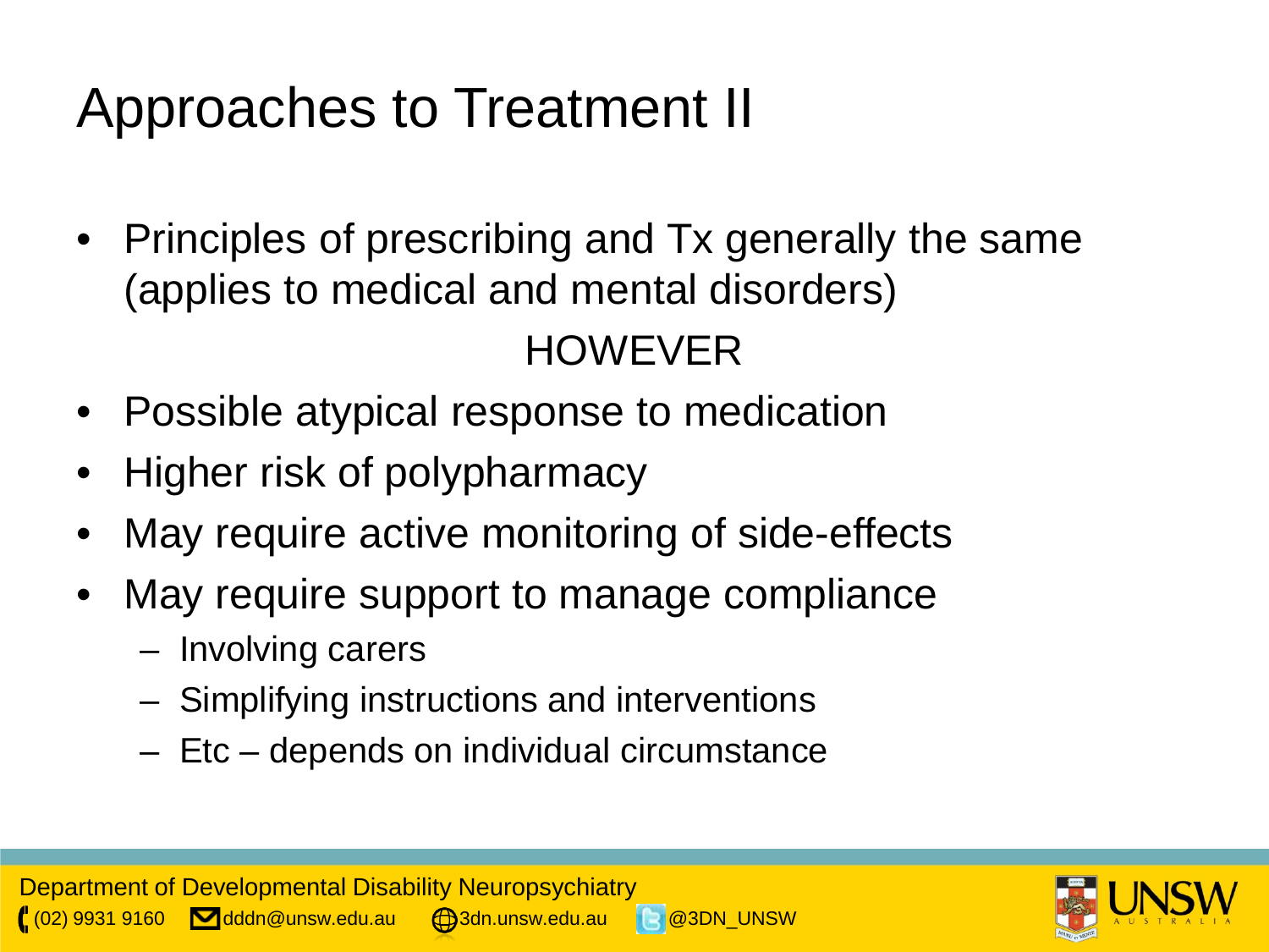# Approaches to Treatment II

- Principles of prescribing and Tx generally the same (applies to medical and mental disorders)

HOWEVER

- Possible atypical response to medication
- Higher risk of polypharmacy
- May require active monitoring of side-effects
- May require support to manage compliance
  - Involving carers
  - Simplifying instructions and interventions
  - Etc – depends on individual circumstance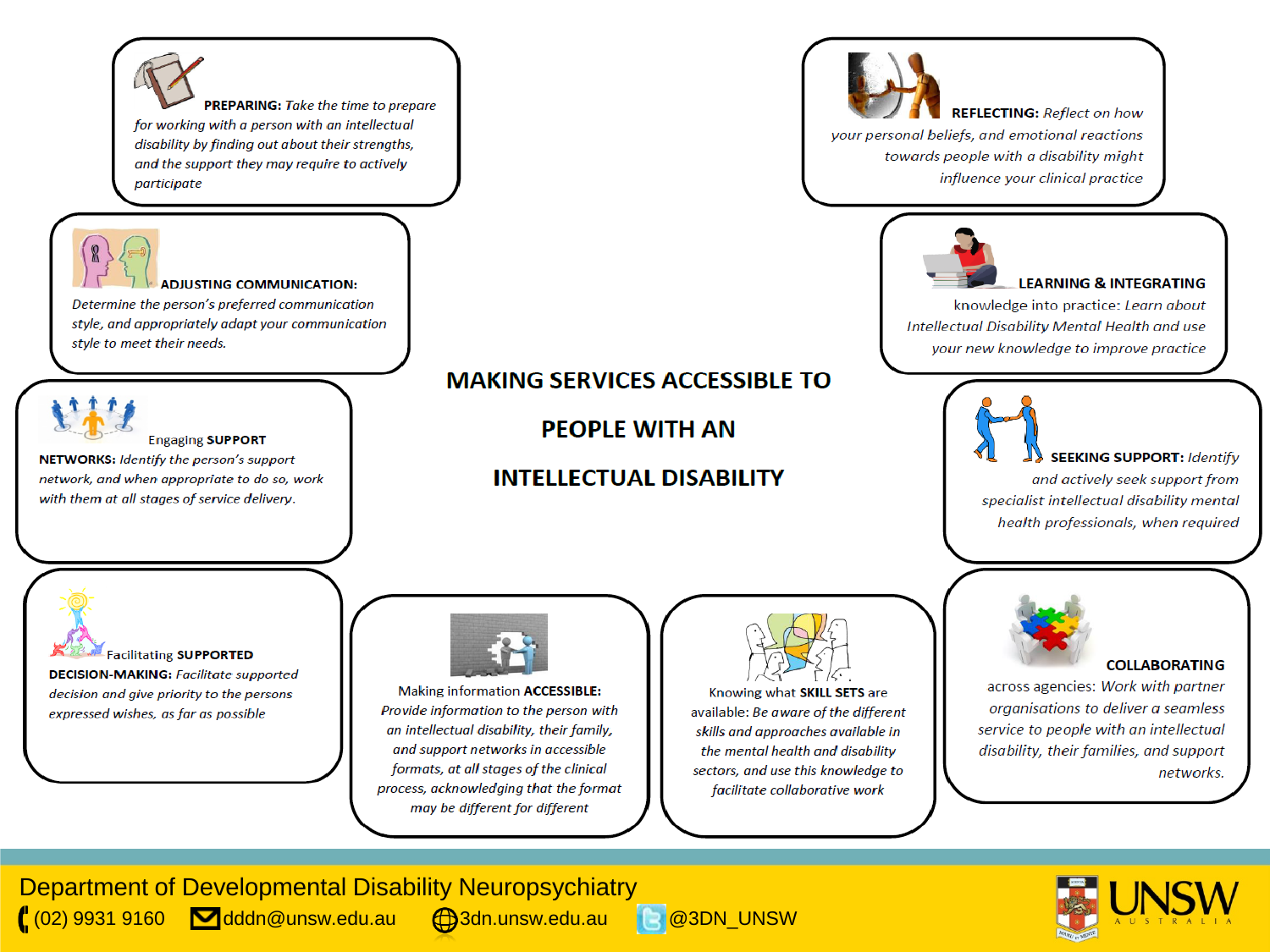# MAKING SERVICES ACCESSIBLE TO PEOPLE WITH AN INTELLECTUAL DISABILITY

**PREPARING:** *Take the time to prepare for working with a person with an intellectual disability by finding out about their strengths, and the support they may require to actively participate*

**REFLECTING:** *Reflect on how your personal beliefs, and emotional reactions towards people with a disability might influence your clinical practice*

**ADJUSTING COMMUNICATION:** *Determine the person's preferred communication style, and appropriately adapt your communication style to meet their needs.*

**LEARNING & INTEGRATING** knowledge into practice: *Learn about Intellectual Disability Mental Health and use your new knowledge to improve practice*

Engaging **SUPPORT NETWORKS:** *Identify the person's support network, and when appropriate to do so, work with them at all stages of service delivery.*

**SEEKING SUPPORT:** *Identify and actively seek support from specialist intellectual disability mental health professionals, when required*

Facilitating **SUPPORTED DECISION-MAKING:** *Facilitate supported decision and give priority to the persons expressed wishes, as far as possible*

Making information **ACCESSIBLE:** *Provide information to the person with an intellectual disability, their family, and support networks in accessible formats, at all stages of the clinical process, acknowledging that the format may be different for different*

Knowing what **SKILL SETS** are available: *Be aware of the different skills and approaches available in the mental health and disability sectors, and use this knowledge to facilitate collaborative work*

**COLLABORATING** across agencies: *Work with partner organisations to deliver a seamless service to people with an intellectual disability, their families, and support networks.*

Department of Developmental Disability Neuropsychiatry

(02) 9931 9160 | dddn@unsw.edu.au | 3dn.unsw.edu.au | @3DN_UNSW

UNSW AUSTRALIA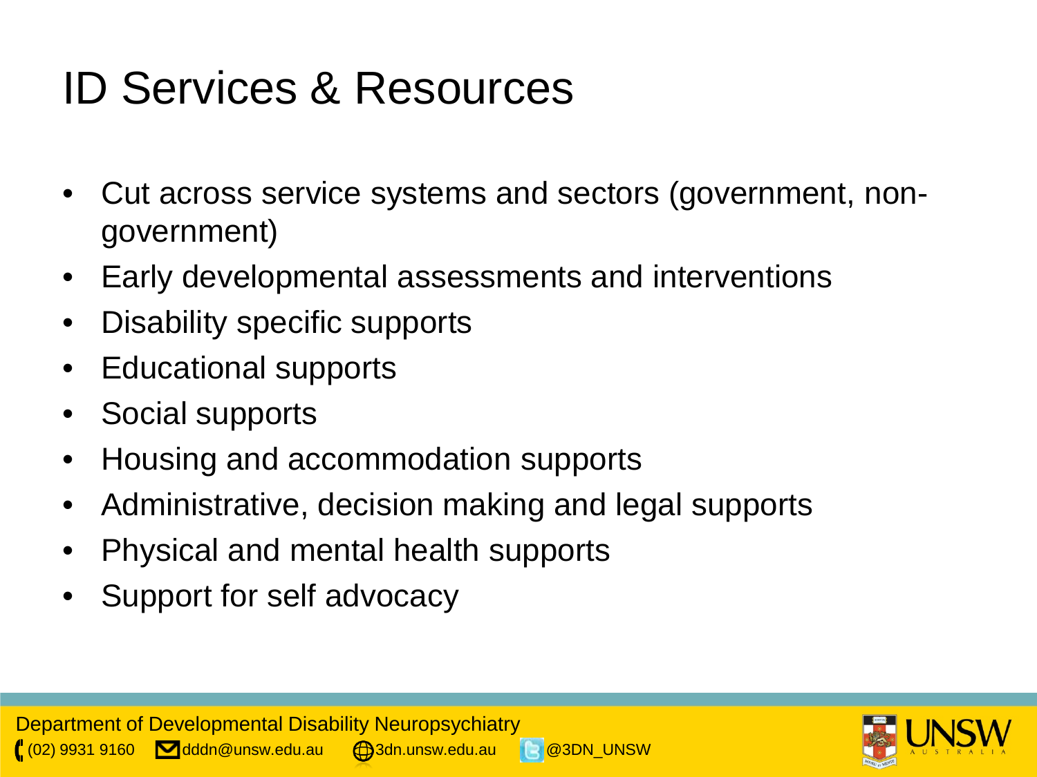# ID Services & Resources

- Cut across service systems and sectors (government, non-government)
- Early developmental assessments and interventions
- Disability specific supports
- Educational supports
- Social supports
- Housing and accommodation supports
- Administrative, decision making and legal supports
- Physical and mental health supports
- Support for self advocacy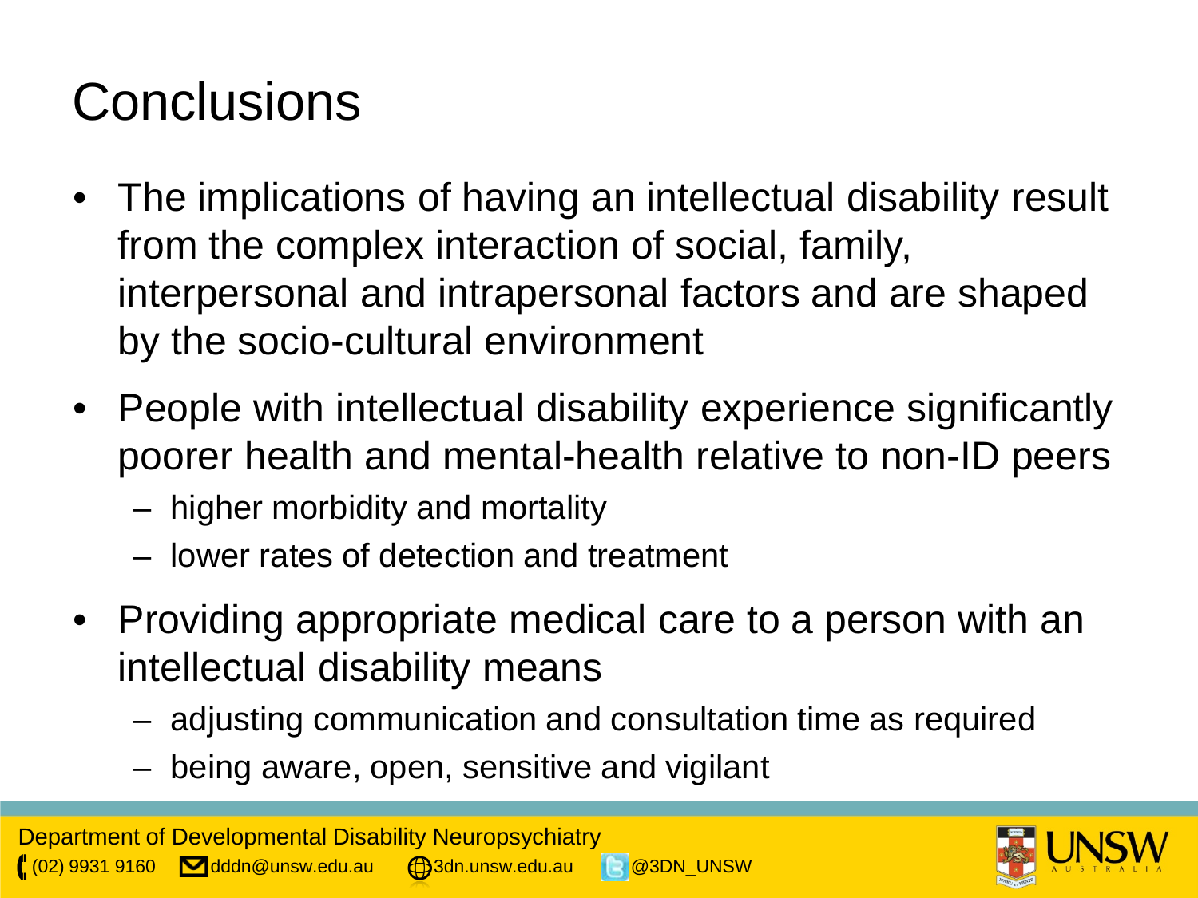# Conclusions

- The implications of having an intellectual disability result from the complex interaction of social, family, interpersonal and intrapersonal factors and are shaped by the socio-cultural environment
- People with intellectual disability experience significantly poorer health and mental-health relative to non-ID peers
  - higher morbidity and mortality
  - lower rates of detection and treatment
- Providing appropriate medical care to a person with an intellectual disability means
  - adjusting communication and consultation time as required
  - being aware, open, sensitive and vigilant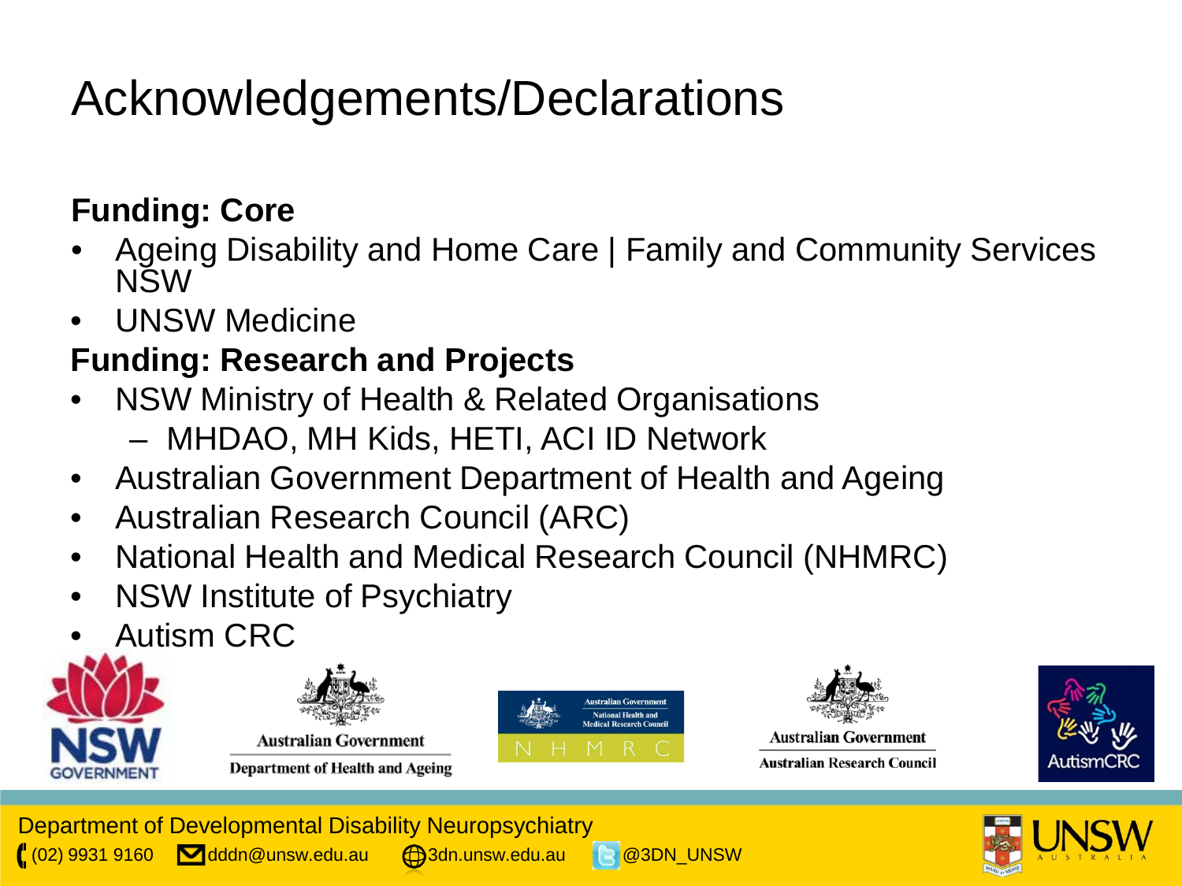# Acknowledgements/Declarations

**Funding: Core**

- Ageing Disability and Home Care | Family and Community Services NSW
- UNSW Medicine

**Funding: Research and Projects**

- NSW Ministry of Health & Related Organisations
  - MHDAO, MH Kids, HETI, ACI ID Network
- Australian Government Department of Health and Ageing
- Australian Research Council (ARC)
- National Health and Medical Research Council (NHMRC)
- NSW Institute of Psychiatry
- Autism CRC

NSW GOVERNMENT

Australian Government
Department of Health and Ageing

Australian Government
National Health and Medical Research Council
NHMRC

Australian Government
Australian Research Council

AutismCRC

Department of Developmental Disability Neuropsychiatry
(02) 9931 9160 dddn@unsw.edu.au 3dn.unsw.edu.au @3DN_UNSW